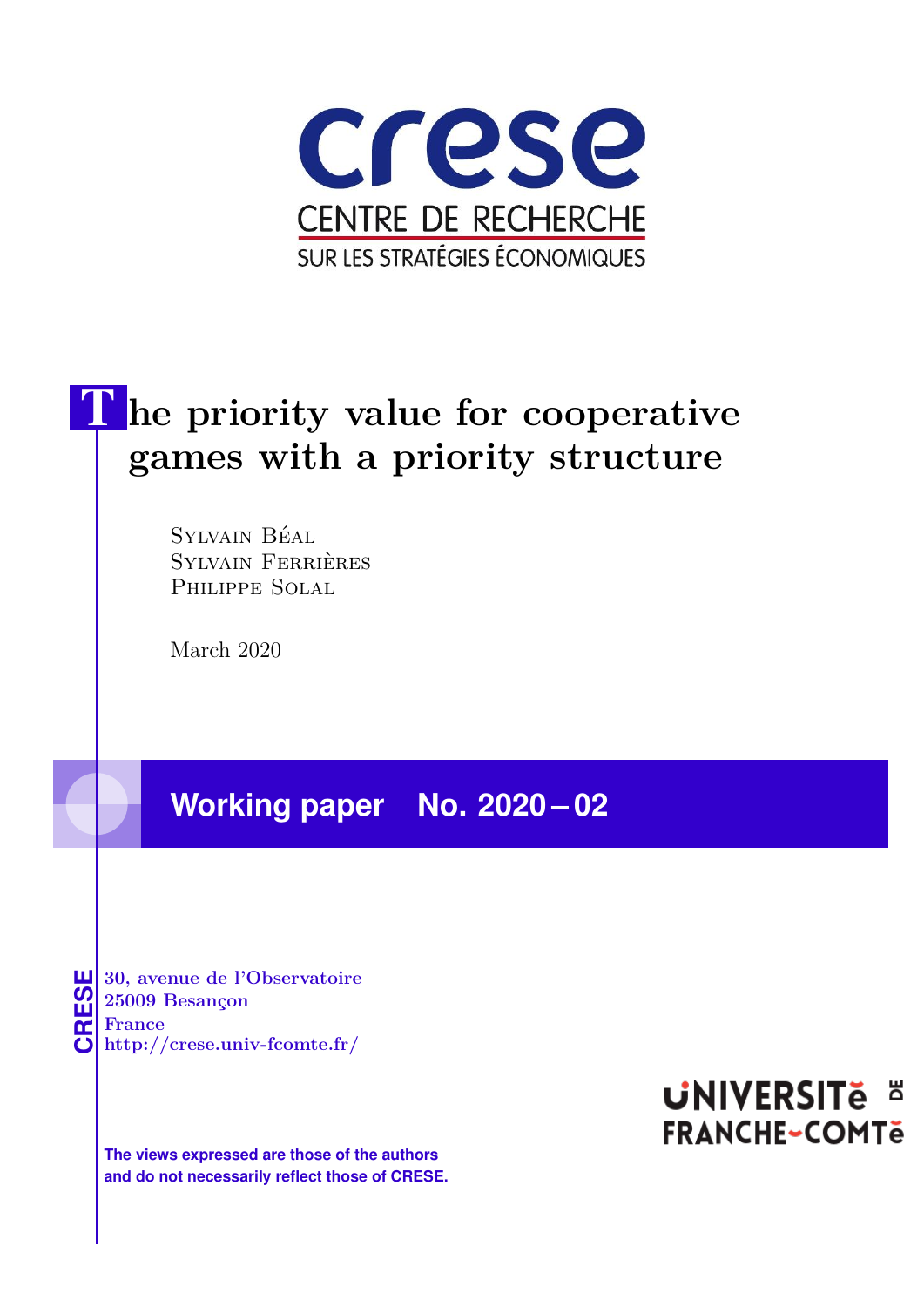crese

CENTRE DE RECHERCHE
SUR LES STRATÉGIES ÉCONOMIQUES

# The priority value for cooperative games with a priority structure

Sylvain Béal
Sylvain Ferrières
Philippe Solal

March 2020

## Working paper No. 2020 – 02

CRESE

30, avenue de l'Observatoire
25009 Besançon
France
http://crese.univ-fcomte.fr/

**The views expressed are those of the authors and do not necessarily reflect those of CRESE.**

UNIVERSITé DE FRANCHE-COMTé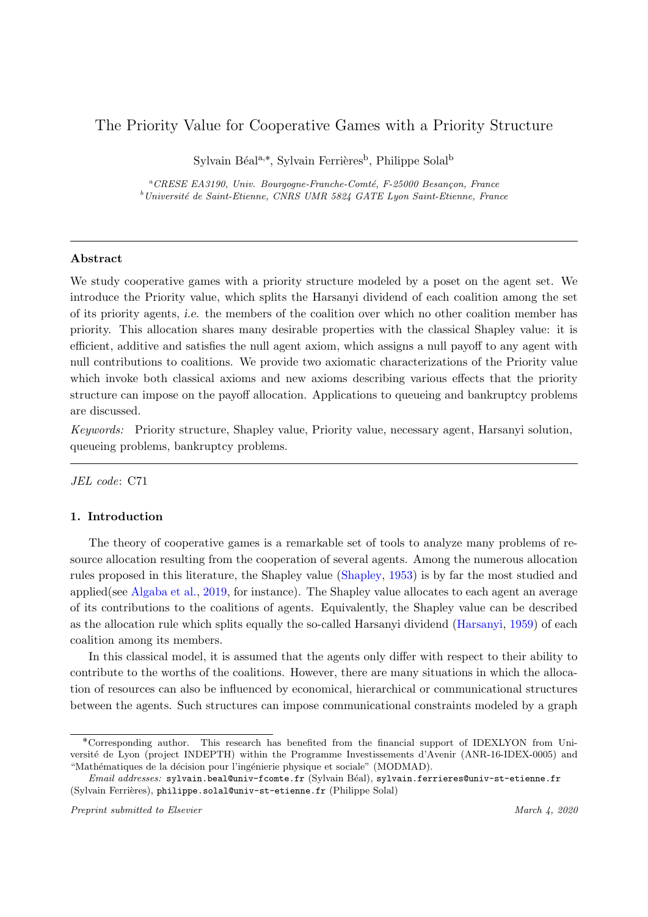# The Priority Value for Cooperative Games with a Priority Structure

Sylvain Béal[a,*], Sylvain Ferrières[b], Philippe Solal[b]

[a]*CRESE EA3190, Univ. Bourgogne-Franche-Comté, F-25000 Besançon, France*
[b]*Université de Saint-Etienne, CNRS UMR 5824 GATE Lyon Saint-Etienne, France*

---

### Abstract

We study cooperative games with a priority structure modeled by a poset on the agent set. We introduce the Priority value, which splits the Harsanyi dividend of each coalition among the set of its priority agents, *i.e.* the members of the coalition over which no other coalition member has priority. This allocation shares many desirable properties with the classical Shapley value: it is efficient, additive and satisfies the null agent axiom, which assigns a null payoff to any agent with null contributions to coalitions. We provide two axiomatic characterizations of the Priority value which invoke both classical axioms and new axioms describing various effects that the priority structure can impose on the payoff allocation. Applications to queueing and bankruptcy problems are discussed.

*Keywords:* Priority structure, Shapley value, Priority value, necessary agent, Harsanyi solution, queueing problems, bankruptcy problems.

---

*JEL code*: C71

### 1. Introduction

The theory of cooperative games is a remarkable set of tools to analyze many problems of resource allocation resulting from the cooperation of several agents. Among the numerous allocation rules proposed in this literature, the Shapley value (Shapley, 1953) is by far the most studied and applied(see Algaba et al., 2019, for instance). The Shapley value allocates to each agent an average of its contributions to the coalitions of agents. Equivalently, the Shapley value can be described as the allocation rule which splits equally the so-called Harsanyi dividend (Harsanyi, 1959) of each coalition among its members.

In this classical model, it is assumed that the agents only differ with respect to their ability to contribute to the worths of the coalitions. However, there are many situations in which the allocation of resources can also be influenced by economical, hierarchical or communicational structures between the agents. Such structures can impose communicational constraints modeled by a graph

---

*Corresponding author. This research has benefited from the financial support of IDEXLYON from Université de Lyon (project INDEPTH) within the Programme Investissements d'Avenir (ANR-16-IDEX-0005) and "Mathématiques de la décision pour l'ingénierie physique et sociale" (MODMAD).

*Email addresses:* `sylvain.beal@univ-fcomte.fr` (Sylvain Béal), `sylvain.ferrieres@univ-st-etienne.fr` (Sylvain Ferrières), `philippe.solal@univ-st-etienne.fr` (Philippe Solal)

*Preprint submitted to Elsevier* — *March 4, 2020*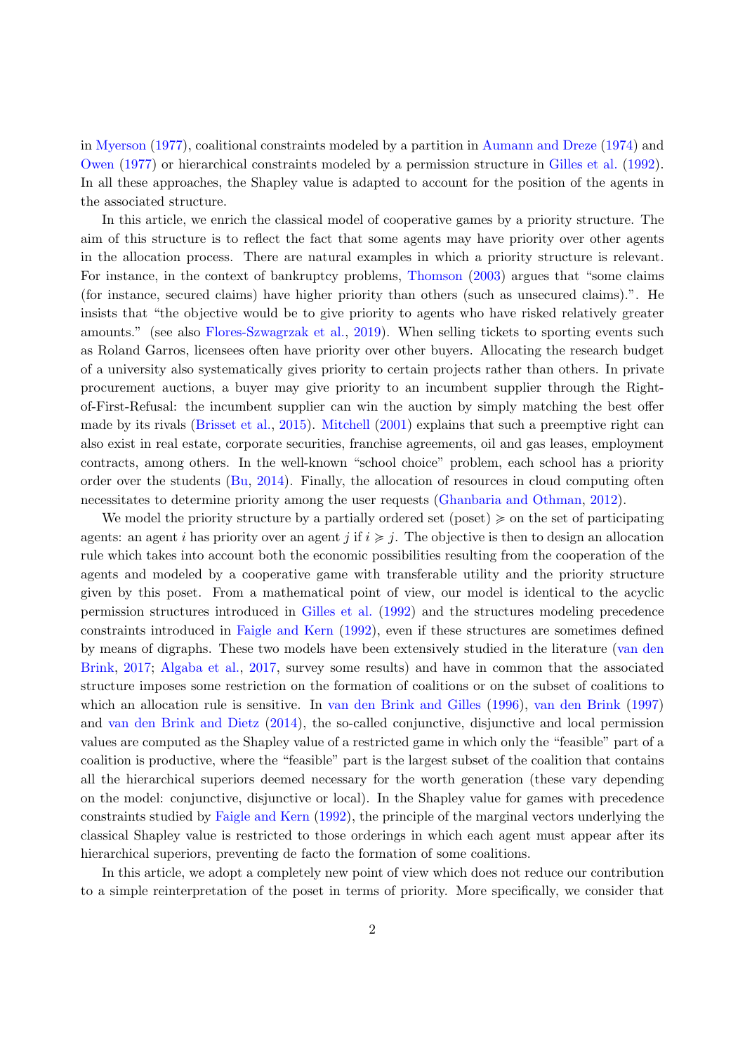in Myerson (1977), coalitional constraints modeled by a partition in Aumann and Dreze (1974) and Owen (1977) or hierarchical constraints modeled by a permission structure in Gilles et al. (1992). In all these approaches, the Shapley value is adapted to account for the position of the agents in the associated structure.

In this article, we enrich the classical model of cooperative games by a priority structure. The aim of this structure is to reflect the fact that some agents may have priority over other agents in the allocation process. There are natural examples in which a priority structure is relevant. For instance, in the context of bankruptcy problems, Thomson (2003) argues that "some claims (for instance, secured claims) have higher priority than others (such as unsecured claims).". He insists that "the objective would be to give priority to agents who have risked relatively greater amounts." (see also Flores-Szwagrzak et al., 2019). When selling tickets to sporting events such as Roland Garros, licensees often have priority over other buyers. Allocating the research budget of a university also systematically gives priority to certain projects rather than others. In private procurement auctions, a buyer may give priority to an incumbent supplier through the Right-of-First-Refusal: the incumbent supplier can win the auction by simply matching the best offer made by its rivals (Brisset et al., 2015). Mitchell (2001) explains that such a preemptive right can also exist in real estate, corporate securities, franchise agreements, oil and gas leases, employment contracts, among others. In the well-known "school choice" problem, each school has a priority order over the students (Bu, 2014). Finally, the allocation of resources in cloud computing often necessitates to determine priority among the user requests (Ghanbaria and Othman, 2012).

We model the priority structure by a partially ordered set (poset) $\succcurlyeq$ on the set of participating agents: an agent $i$ has priority over an agent $j$ if $i \succcurlyeq j$. The objective is then to design an allocation rule which takes into account both the economic possibilities resulting from the cooperation of the agents and modeled by a cooperative game with transferable utility and the priority structure given by this poset. From a mathematical point of view, our model is identical to the acyclic permission structures introduced in Gilles et al. (1992) and the structures modeling precedence constraints introduced in Faigle and Kern (1992), even if these structures are sometimes defined by means of digraphs. These two models have been extensively studied in the literature (van den Brink, 2017; Algaba et al., 2017, survey some results) and have in common that the associated structure imposes some restriction on the formation of coalitions or on the subset of coalitions to which an allocation rule is sensitive. In van den Brink and Gilles (1996), van den Brink (1997) and van den Brink and Dietz (2014), the so-called conjunctive, disjunctive and local permission values are computed as the Shapley value of a restricted game in which only the "feasible" part of a coalition is productive, where the "feasible" part is the largest subset of the coalition that contains all the hierarchical superiors deemed necessary for the worth generation (these vary depending on the model: conjunctive, disjunctive or local). In the Shapley value for games with precedence constraints studied by Faigle and Kern (1992), the principle of the marginal vectors underlying the classical Shapley value is restricted to those orderings in which each agent must appear after its hierarchical superiors, preventing de facto the formation of some coalitions.

In this article, we adopt a completely new point of view which does not reduce our contribution to a simple reinterpretation of the poset in terms of priority. More specifically, we consider that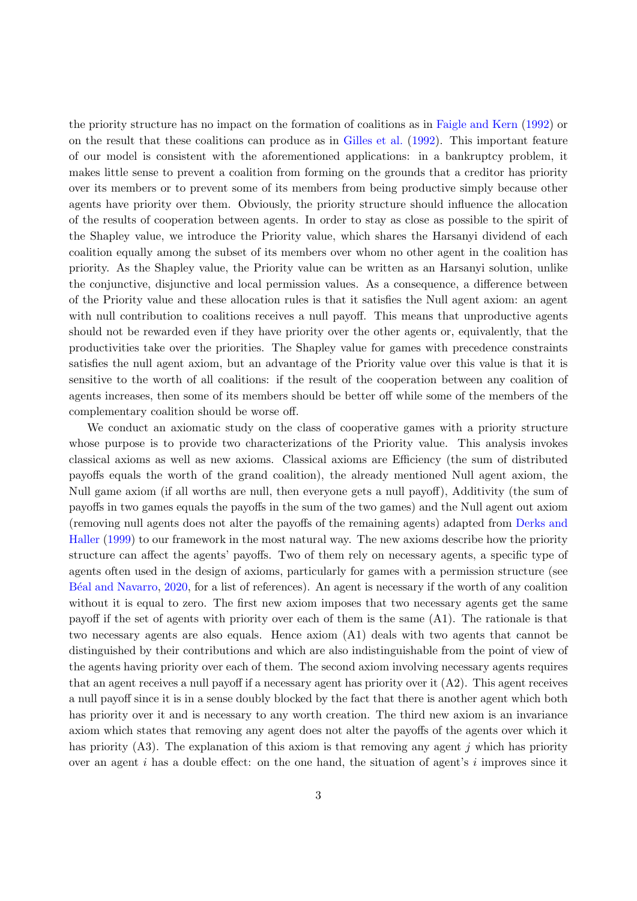the priority structure has no impact on the formation of coalitions as in Faigle and Kern (1992) or on the result that these coalitions can produce as in Gilles et al. (1992). This important feature of our model is consistent with the aforementioned applications: in a bankruptcy problem, it makes little sense to prevent a coalition from forming on the grounds that a creditor has priority over its members or to prevent some of its members from being productive simply because other agents have priority over them. Obviously, the priority structure should influence the allocation of the results of cooperation between agents. In order to stay as close as possible to the spirit of the Shapley value, we introduce the Priority value, which shares the Harsanyi dividend of each coalition equally among the subset of its members over whom no other agent in the coalition has priority. As the Shapley value, the Priority value can be written as an Harsanyi solution, unlike the conjunctive, disjunctive and local permission values. As a consequence, a difference between of the Priority value and these allocation rules is that it satisfies the Null agent axiom: an agent with null contribution to coalitions receives a null payoff. This means that unproductive agents should not be rewarded even if they have priority over the other agents or, equivalently, that the productivities take over the priorities. The Shapley value for games with precedence constraints satisfies the null agent axiom, but an advantage of the Priority value over this value is that it is sensitive to the worth of all coalitions: if the result of the cooperation between any coalition of agents increases, then some of its members should be better off while some of the members of the complementary coalition should be worse off.

We conduct an axiomatic study on the class of cooperative games with a priority structure whose purpose is to provide two characterizations of the Priority value. This analysis invokes classical axioms as well as new axioms. Classical axioms are Efficiency (the sum of distributed payoffs equals the worth of the grand coalition), the already mentioned Null agent axiom, the Null game axiom (if all worths are null, then everyone gets a null payoff), Additivity (the sum of payoffs in two games equals the payoffs in the sum of the two games) and the Null agent out axiom (removing null agents does not alter the payoffs of the remaining agents) adapted from Derks and Haller (1999) to our framework in the most natural way. The new axioms describe how the priority structure can affect the agents' payoffs. Two of them rely on necessary agents, a specific type of agents often used in the design of axioms, particularly for games with a permission structure (see Béal and Navarro, 2020, for a list of references). An agent is necessary if the worth of any coalition without it is equal to zero. The first new axiom imposes that two necessary agents get the same payoff if the set of agents with priority over each of them is the same (A1). The rationale is that two necessary agents are also equals. Hence axiom (A1) deals with two agents that cannot be distinguished by their contributions and which are also indistinguishable from the point of view of the agents having priority over each of them. The second axiom involving necessary agents requires that an agent receives a null payoff if a necessary agent has priority over it (A2). This agent receives a null payoff since it is in a sense doubly blocked by the fact that there is another agent which both has priority over it and is necessary to any worth creation. The third new axiom is an invariance axiom which states that removing any agent does not alter the payoffs of the agents over which it has priority (A3). The explanation of this axiom is that removing any agent $j$ which has priority over an agent $i$ has a double effect: on the one hand, the situation of agent's $i$ improves since it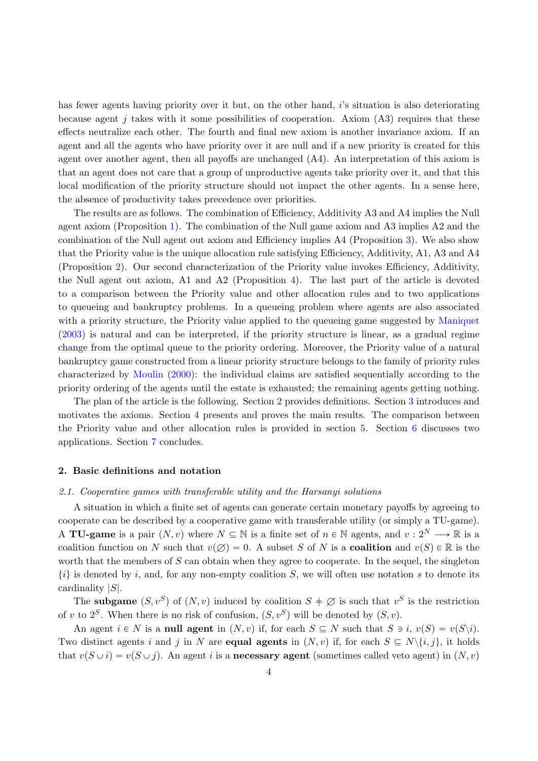has fewer agents having priority over it but, on the other hand, $i$'s situation is also deteriorating because agent $j$ takes with it some possibilities of cooperation. Axiom (A3) requires that these effects neutralize each other. The fourth and final new axiom is another invariance axiom. If an agent and all the agents who have priority over it are null and if a new priority is created for this agent over another agent, then all payoffs are unchanged (A4). An interpretation of this axiom is that an agent does not care that a group of unproductive agents take priority over it, and that this local modification of the priority structure should not impact the other agents. In a sense here, the absence of productivity takes precedence over priorities.

The results are as follows. The combination of Efficiency, Additivity A3 and A4 implies the Null agent axiom (Proposition 1). The combination of the Null game axiom and A3 implies A2 and the combination of the Null agent out axiom and Efficiency implies A4 (Proposition 3). We also show that the Priority value is the unique allocation rule satisfying Efficiency, Additivity, A1, A3 and A4 (Proposition 2). Our second characterization of the Priority value invokes Efficiency, Additivity, the Null agent out axiom, A1 and A2 (Proposition 4). The last part of the article is devoted to a comparison between the Priority value and other allocation rules and to two applications to queueing and bankruptcy problems. In a queueing problem where agents are also associated with a priority structure, the Priority value applied to the queueing game suggested by Maniquet (2003) is natural and can be interpreted, if the priority structure is linear, as a gradual regime change from the optimal queue to the priority ordering. Moreover, the Priority value of a natural bankruptcy game constructed from a linear priority structure belongs to the family of priority rules characterized by Moulin (2000): the individual claims are satisfied sequentially according to the priority ordering of the agents until the estate is exhausted; the remaining agents getting nothing.

The plan of the article is the following. Section 2 provides definitions. Section 3 introduces and motivates the axioms. Section 4 presents and proves the main results. The comparison between the Priority value and other allocation rules is provided in section 5. Section 6 discusses two applications. Section 7 concludes.

## 2. Basic definitions and notation

### *2.1. Cooperative games with transferable utility and the Harsanyi solutions*

A situation in which a finite set of agents can generate certain monetary payoffs by agreeing to cooperate can be described by a cooperative game with transferable utility (or simply a TU-game). A **TU-game** is a pair $(N, v)$ where $N \subseteq \mathbb{N}$ is a finite set of $n \in \mathbb{N}$ agents, and $v : 2^N \longrightarrow \mathbb{R}$ is a coalition function on $N$ such that $v(\varnothing) = 0$. A subset $S$ of $N$ is a **coalition** and $v(S) \in \mathbb{R}$ is the worth that the members of $S$ can obtain when they agree to cooperate. In the sequel, the singleton $\{i\}$ is denoted by $i$, and, for any non-empty coalition $S$, we will often use notation $s$ to denote its cardinality $|S|$.

The **subgame** $(S, v^S)$ of $(N, v)$ induced by coalition $S \neq \varnothing$ is such that $v^S$ is the restriction of $v$ to $2^S$. When there is no risk of confusion, $(S, v^S)$ will be denoted by $(S, v)$.

An agent $i \in N$ is a **null agent** in $(N, v)$ if, for each $S \subseteq N$ such that $S \ni i$, $v(S) = v(S\backslash i)$. Two distinct agents $i$ and $j$ in $N$ are **equal agents** in $(N, v)$ if, for each $S \subseteq N\backslash\{i, j\}$, it holds that $v(S \cup i) = v(S \cup j)$. An agent $i$ is a **necessary agent** (sometimes called veto agent) in $(N, v)$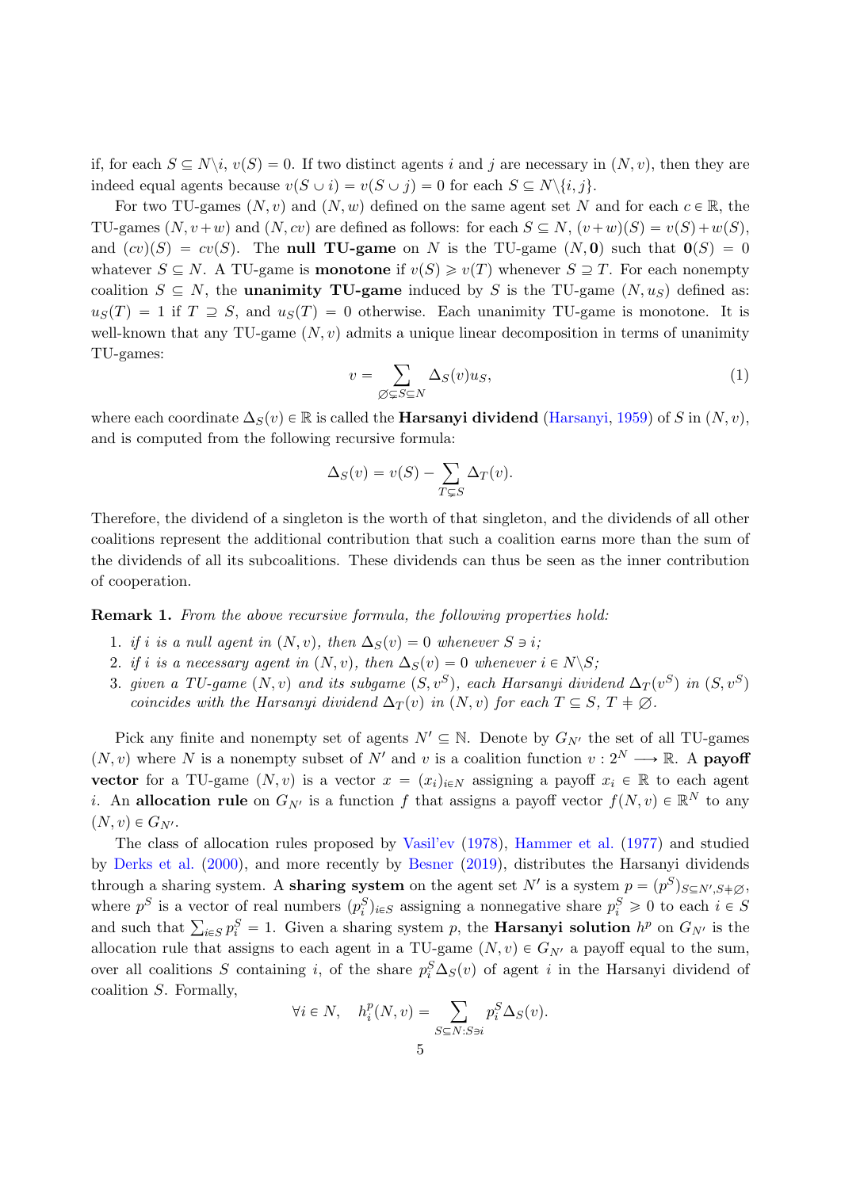if, for each $S \subseteq N \backslash i$, $v(S) = 0$. If two distinct agents $i$ and $j$ are necessary in $(N, v)$, then they are indeed equal agents because $v(S \cup i) = v(S \cup j) = 0$ for each $S \subseteq N \backslash \{i, j\}$.

For two TU-games $(N, v)$ and $(N, w)$ defined on the same agent set $N$ and for each $c \in \mathbb{R}$, the TU-games $(N, v+w)$ and $(N, cv)$ are defined as follows: for each $S \subseteq N$, $(v+w)(S) = v(S)+w(S)$, and $(cv)(S) = cv(S)$. The **null TU-game** on $N$ is the TU-game $(N, \mathbf{0})$ such that $\mathbf{0}(S) = 0$ whatever $S \subseteq N$. A TU-game is **monotone** if $v(S) \geqslant v(T)$ whenever $S \supseteq T$. For each nonempty coalition $S \subseteq N$, the **unanimity TU-game** induced by $S$ is the TU-game $(N, u_S)$ defined as: $u_S(T) = 1$ if $T \supseteq S$, and $u_S(T) = 0$ otherwise. Each unanimity TU-game is monotone. It is well-known that any TU-game $(N, v)$ admits a unique linear decomposition in terms of unanimity TU-games:

$$v = \sum_{\varnothing \subsetneq S \subseteq N} \Delta_S(v) u_S, \tag{1}$$

where each coordinate $\Delta_S(v) \in \mathbb{R}$ is called the **Harsanyi dividend** (Harsanyi, 1959) of $S$ in $(N, v)$, and is computed from the following recursive formula:

$$\Delta_S(v) = v(S) - \sum_{T \subsetneq S} \Delta_T(v).$$

Therefore, the dividend of a singleton is the worth of that singleton, and the dividends of all other coalitions represent the additional contribution that such a coalition earns more than the sum of the dividends of all its subcoalitions. These dividends can thus be seen as the inner contribution of cooperation.

**Remark 1.** *From the above recursive formula, the following properties hold:*

1. *if $i$ is a null agent in $(N, v)$, then $\Delta_S(v) = 0$ whenever $S \ni i$;*
2. *if $i$ is a necessary agent in $(N, v)$, then $\Delta_S(v) = 0$ whenever $i \in N \backslash S$;*
3. *given a TU-game $(N, v)$ and its subgame $(S, v^S)$, each Harsanyi dividend $\Delta_T(v^S)$ in $(S, v^S)$ coincides with the Harsanyi dividend $\Delta_T(v)$ in $(N, v)$ for each $T \subseteq S$, $T \neq \varnothing$.*

Pick any finite and nonempty set of agents $N' \subseteq \mathbb{N}$. Denote by $G_{N'}$ the set of all TU-games $(N, v)$ where $N$ is a nonempty subset of $N'$ and $v$ is a coalition function $v : 2^N \longrightarrow \mathbb{R}$. A **payoff vector** for a TU-game $(N, v)$ is a vector $x = (x_i)_{i \in N}$ assigning a payoff $x_i \in \mathbb{R}$ to each agent $i$. An **allocation rule** on $G_{N'}$ is a function $f$ that assigns a payoff vector $f(N, v) \in \mathbb{R}^N$ to any $(N, v) \in G_{N'}$.

The class of allocation rules proposed by Vasil'ev (1978), Hammer et al. (1977) and studied by Derks et al. (2000), and more recently by Besner (2019), distributes the Harsanyi dividends through a sharing system. A **sharing system** on the agent set $N'$ is a system $p = (p^S)_{S \subseteq N', S \neq \varnothing}$, where $p^S$ is a vector of real numbers $(p^S_i)_{i \in S}$ assigning a nonnegative share $p^S_i \geqslant 0$ to each $i \in S$ and such that $\sum_{i \in S} p^S_i = 1$. Given a sharing system $p$, the **Harsanyi solution** $h^p$ on $G_{N'}$ is the allocation rule that assigns to each agent in a TU-game $(N, v) \in G_{N'}$ a payoff equal to the sum, over all coalitions $S$ containing $i$, of the share $p^S_i \Delta_S(v)$ of agent $i$ in the Harsanyi dividend of coalition $S$. Formally,

$$\forall i \in N, \quad h^p_i(N, v) = \sum_{S \subseteq N : S \ni i} p^S_i \Delta_S(v).$$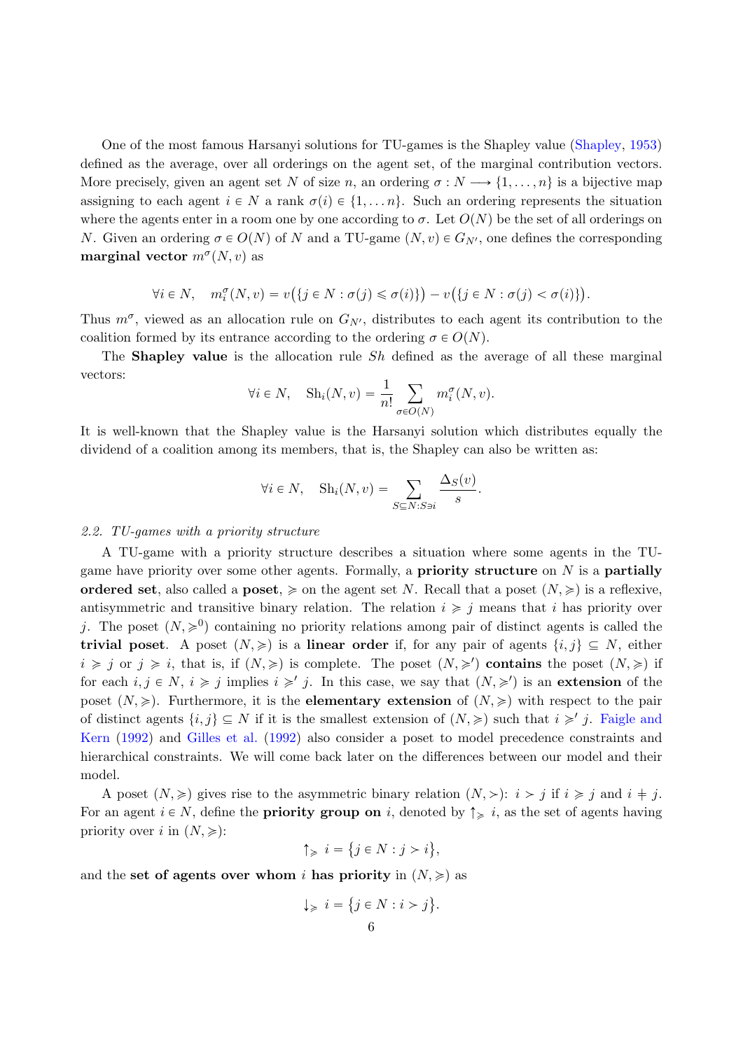One of the most famous Harsanyi solutions for TU-games is the Shapley value (Shapley, 1953) defined as the average, over all orderings on the agent set, of the marginal contribution vectors. More precisely, given an agent set $N$ of size $n$, an ordering $\sigma : N \longrightarrow \{1, \ldots, n\}$ is a bijective map assigning to each agent $i \in N$ a rank $\sigma(i) \in \{1, \ldots n\}$. Such an ordering represents the situation where the agents enter in a room one by one according to $\sigma$. Let $O(N)$ be the set of all orderings on $N$. Given an ordering $\sigma \in O(N)$ of $N$ and a TU-game $(N, v) \in G_{N'}$, one defines the corresponding **marginal vector** $m^\sigma(N, v)$ as

$$\forall i \in N, \quad m_i^\sigma(N, v) = v\big(\{j \in N : \sigma(j) \leqslant \sigma(i)\}\big) - v\big(\{j \in N : \sigma(j) < \sigma(i)\}\big).$$

Thus $m^\sigma$, viewed as an allocation rule on $G_{N'}$, distributes to each agent its contribution to the coalition formed by its entrance according to the ordering $\sigma \in O(N)$.

The **Shapley value** is the allocation rule $Sh$ defined as the average of all these marginal vectors:

$$\forall i \in N, \quad \mathrm{Sh}_i(N, v) = \frac{1}{n!} \sum_{\sigma \in O(N)} m_i^\sigma(N, v).$$

It is well-known that the Shapley value is the Harsanyi solution which distributes equally the dividend of a coalition among its members, that is, the Shapley can also be written as:

$$\forall i \in N, \quad \mathrm{Sh}_i(N, v) = \sum_{S \subseteq N : S \ni i} \frac{\Delta_S(v)}{s}.$$

*2.2. TU-games with a priority structure*

A TU-game with a priority structure describes a situation where some agents in the TU-game have priority over some other agents. Formally, a **priority structure** on $N$ is a **partially ordered set**, also called a **poset**, $\succcurlyeq$ on the agent set $N$. Recall that a poset $(N, \succcurlyeq)$ is a reflexive, antisymmetric and transitive binary relation. The relation $i \succcurlyeq j$ means that $i$ has priority over $j$. The poset $(N, \succcurlyeq^0)$ containing no priority relations among pair of distinct agents is called the **trivial poset**. A poset $(N, \succcurlyeq)$ is a **linear order** if, for any pair of agents $\{i, j\} \subseteq N$, either $i \succcurlyeq j$ or $j \succcurlyeq i$, that is, if $(N, \succcurlyeq)$ is complete. The poset $(N, \succcurlyeq')$ **contains** the poset $(N, \succcurlyeq)$ if for each $i, j \in N$, $i \succcurlyeq j$ implies $i \succcurlyeq' j$. In this case, we say that $(N, \succcurlyeq')$ is an **extension** of the poset $(N, \succcurlyeq)$. Furthermore, it is the **elementary extension** of $(N, \succcurlyeq)$ with respect to the pair of distinct agents $\{i, j\} \subseteq N$ if it is the smallest extension of $(N, \succcurlyeq)$ such that $i \succcurlyeq' j$. Faigle and Kern (1992) and Gilles et al. (1992) also consider a poset to model precedence constraints and hierarchical constraints. We will come back later on the differences between our model and their model.

A poset $(N, \succcurlyeq)$ gives rise to the asymmetric binary relation $(N, \succ)$: $i \succ j$ if $i \succcurlyeq j$ and $i \neq j$. For an agent $i \in N$, define the **priority group on** $i$, denoted by $\uparrow_{\succcurlyeq} i$, as the set of agents having priority over $i$ in $(N, \succcurlyeq)$:

$$\uparrow_{\succcurlyeq} i = \big\{j \in N : j \succ i\big\},$$

and the **set of agents over whom** $i$ **has priority** in $(N, \succcurlyeq)$ as

$$\downarrow_{\succcurlyeq} i = \big\{j \in N : i \succ j\big\}.$$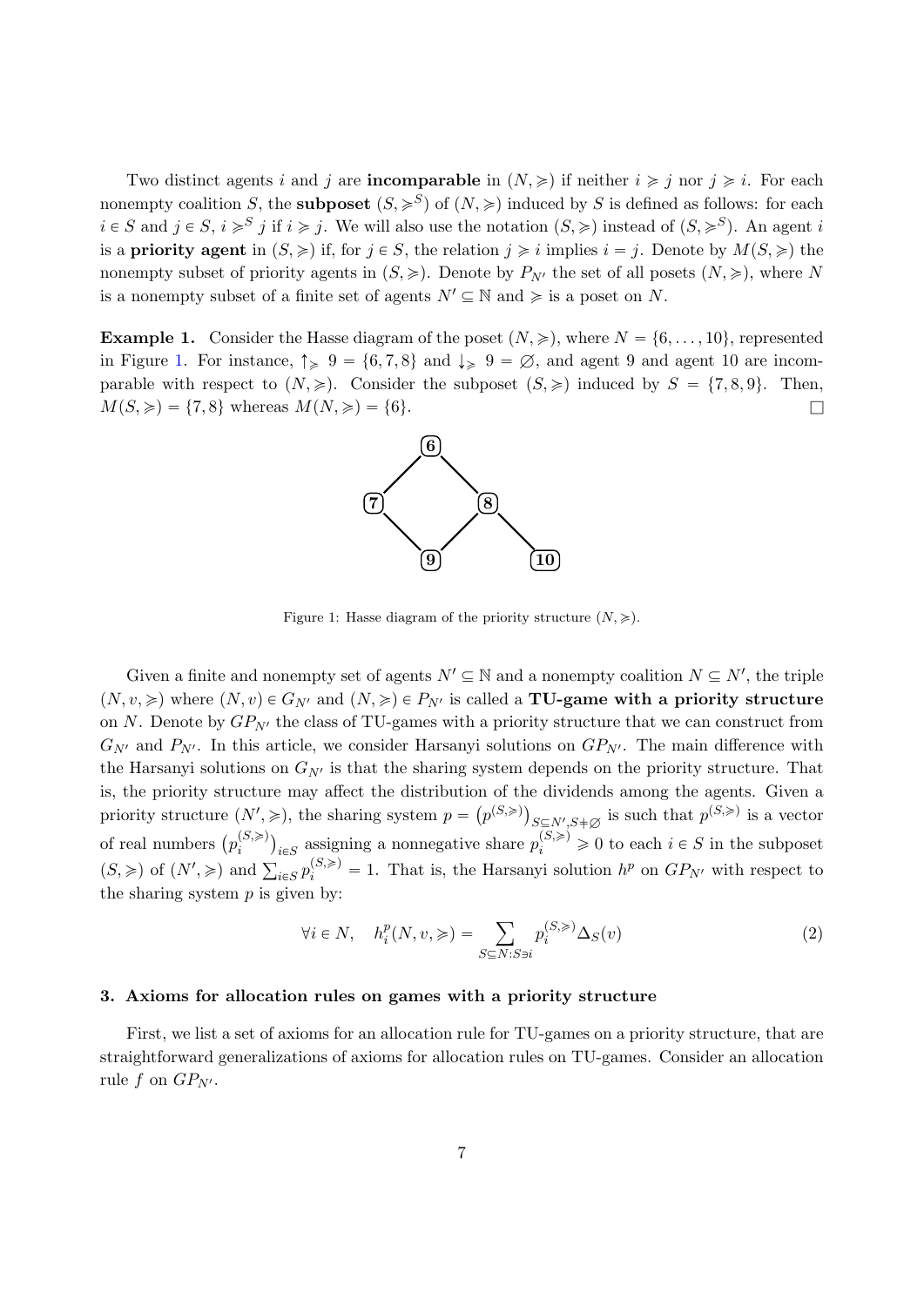Two distinct agents $i$ and $j$ are **incomparable** in $(N, \succcurlyeq)$ if neither $i \succcurlyeq j$ nor $j \succcurlyeq i$. For each nonempty coalition $S$, the **subposet** $(S, \succcurlyeq^S)$ of $(N, \succcurlyeq)$ induced by $S$ is defined as follows: for each $i \in S$ and $j \in S$, $i \succcurlyeq^S j$ if $i \succcurlyeq j$. We will also use the notation $(S, \succcurlyeq)$ instead of $(S, \succcurlyeq^S)$. An agent $i$ is a **priority agent** in $(S, \succcurlyeq)$ if, for $j \in S$, the relation $j \succcurlyeq i$ implies $i = j$. Denote by $M(S, \succcurlyeq)$ the nonempty subset of priority agents in $(S, \succcurlyeq)$. Denote by $P_{N'}$ the set of all posets $(N, \succcurlyeq)$, where $N$ is a nonempty subset of a finite set of agents $N' \subseteq \mathbb{N}$ and $\succcurlyeq$ is a poset on $N$.

**Example 1.** Consider the Hasse diagram of the poset $(N, \succcurlyeq)$, where $N = \{6, \ldots, 10\}$, represented in Figure 1. For instance, $\uparrow_{\succcurlyeq} 9 = \{6, 7, 8\}$ and $\downarrow_{\succcurlyeq} 9 = \varnothing$, and agent 9 and agent 10 are incomparable with respect to $(N, \succcurlyeq)$. Consider the subposet $(S, \succcurlyeq)$ induced by $S = \{7, 8, 9\}$. Then, $M(S, \succcurlyeq) = \{7, 8\}$ whereas $M(N, \succcurlyeq) = \{6\}$. □

Figure 1: Hasse diagram of the priority structure $(N, \succcurlyeq)$.

Given a finite and nonempty set of agents $N' \subseteq \mathbb{N}$ and a nonempty coalition $N \subseteq N'$, the triple $(N, v, \succcurlyeq)$ where $(N, v) \in G_{N'}$ and $(N, \succcurlyeq) \in P_{N'}$ is called a **TU-game with a priority structure** on $N$. Denote by $GP_{N'}$ the class of TU-games with a priority structure that we can construct from $G_{N'}$ and $P_{N'}$. In this article, we consider Harsanyi solutions on $GP_{N'}$. The main difference with the Harsanyi solutions on $G_{N'}$ is that the sharing system depends on the priority structure. That is, the priority structure may affect the distribution of the dividends among the agents. Given a priority structure $(N', \succcurlyeq)$, the sharing system $p = \left(p^{(S,\succcurlyeq)}\right)_{S \subseteq N', S \neq \varnothing}$ is such that $p^{(S,\succcurlyeq)}$ is a vector of real numbers $\left(p_i^{(S,\succcurlyeq)}\right)_{i \in S}$ assigning a nonnegative share $p_i^{(S,\succcurlyeq)} \geqslant 0$ to each $i \in S$ in the subposet $(S, \succcurlyeq)$ of $(N', \succcurlyeq)$ and $\sum_{i \in S} p_i^{(S,\succcurlyeq)} = 1$. That is, the Harsanyi solution $h^p$ on $GP_{N'}$ with respect to the sharing system $p$ is given by:

$$\forall i \in N, \quad h_i^p(N, v, \succcurlyeq) = \sum_{S \subseteq N : S \ni i} p_i^{(S,\succcurlyeq)} \Delta_S(v) \tag{2}$$

### 3. Axioms for allocation rules on games with a priority structure

First, we list a set of axioms for an allocation rule for TU-games on a priority structure, that are straightforward generalizations of axioms for allocation rules on TU-games. Consider an allocation rule $f$ on $GP_{N'}$.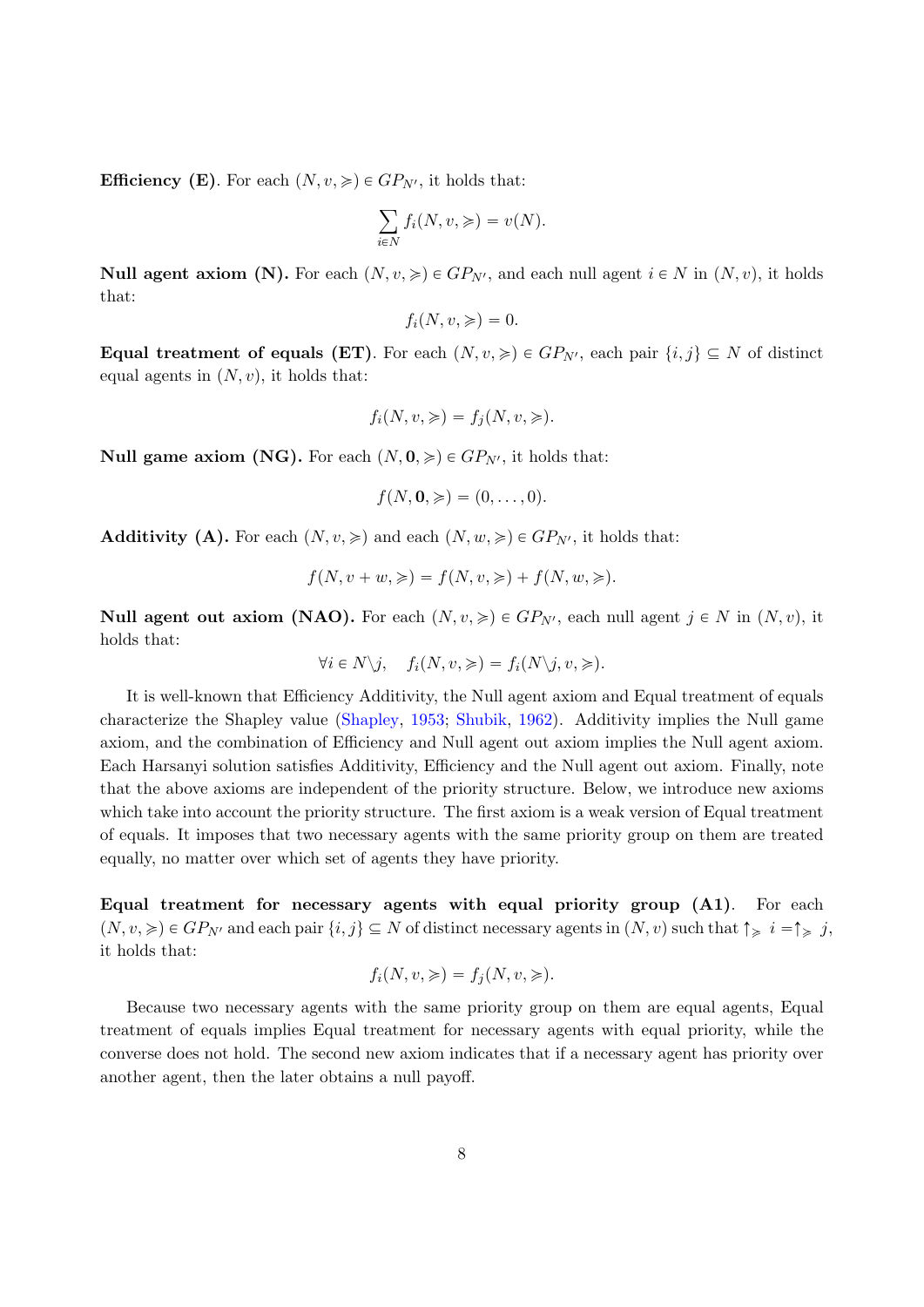**Efficiency (E).** For each $(N, v, \succcurlyeq) \in GP_{N'}$, it holds that:

$$\sum_{i \in N} f_i(N, v, \succcurlyeq) = v(N).$$

**Null agent axiom (N).** For each $(N, v, \succcurlyeq) \in GP_{N'}$, and each null agent $i \in N$ in $(N, v)$, it holds that:

$$f_i(N, v, \succcurlyeq) = 0.$$

**Equal treatment of equals (ET).** For each $(N, v, \succcurlyeq) \in GP_{N'}$, each pair $\{i, j\} \subseteq N$ of distinct equal agents in $(N, v)$, it holds that:

$$f_i(N, v, \succcurlyeq) = f_j(N, v, \succcurlyeq).$$

**Null game axiom (NG).** For each $(N, \mathbf{0}, \succcurlyeq) \in GP_{N'}$, it holds that:

$$f(N, \mathbf{0}, \succcurlyeq) = (0, \ldots, 0).$$

**Additivity (A).** For each $(N, v, \succcurlyeq)$ and each $(N, w, \succcurlyeq) \in GP_{N'}$, it holds that:

$$f(N, v + w, \succcurlyeq) = f(N, v, \succcurlyeq) + f(N, w, \succcurlyeq).$$

**Null agent out axiom (NAO).** For each $(N, v, \succcurlyeq) \in GP_{N'}$, each null agent $j \in N$ in $(N, v)$, it holds that:

$$\forall i \in N \backslash j, \quad f_i(N, v, \succcurlyeq) = f_i(N \backslash j, v, \succcurlyeq).$$

It is well-known that Efficiency Additivity, the Null agent axiom and Equal treatment of equals characterize the Shapley value (Shapley, 1953; Shubik, 1962). Additivity implies the Null game axiom, and the combination of Efficiency and Null agent out axiom implies the Null agent axiom. Each Harsanyi solution satisfies Additivity, Efficiency and the Null agent out axiom. Finally, note that the above axioms are independent of the priority structure. Below, we introduce new axioms which take into account the priority structure. The first axiom is a weak version of Equal treatment of equals. It imposes that two necessary agents with the same priority group on them are treated equally, no matter over which set of agents they have priority.

**Equal treatment for necessary agents with equal priority group (A1).** For each $(N, v, \succcurlyeq) \in GP_{N'}$ and each pair $\{i, j\} \subseteq N$ of distinct necessary agents in $(N, v)$ such that $\uparrow_{\succcurlyeq} i = \uparrow_{\succcurlyeq} j$, it holds that:

$$f_i(N, v, \succcurlyeq) = f_j(N, v, \succcurlyeq).$$

Because two necessary agents with the same priority group on them are equal agents, Equal treatment of equals implies Equal treatment for necessary agents with equal priority, while the converse does not hold. The second new axiom indicates that if a necessary agent has priority over another agent, then the later obtains a null payoff.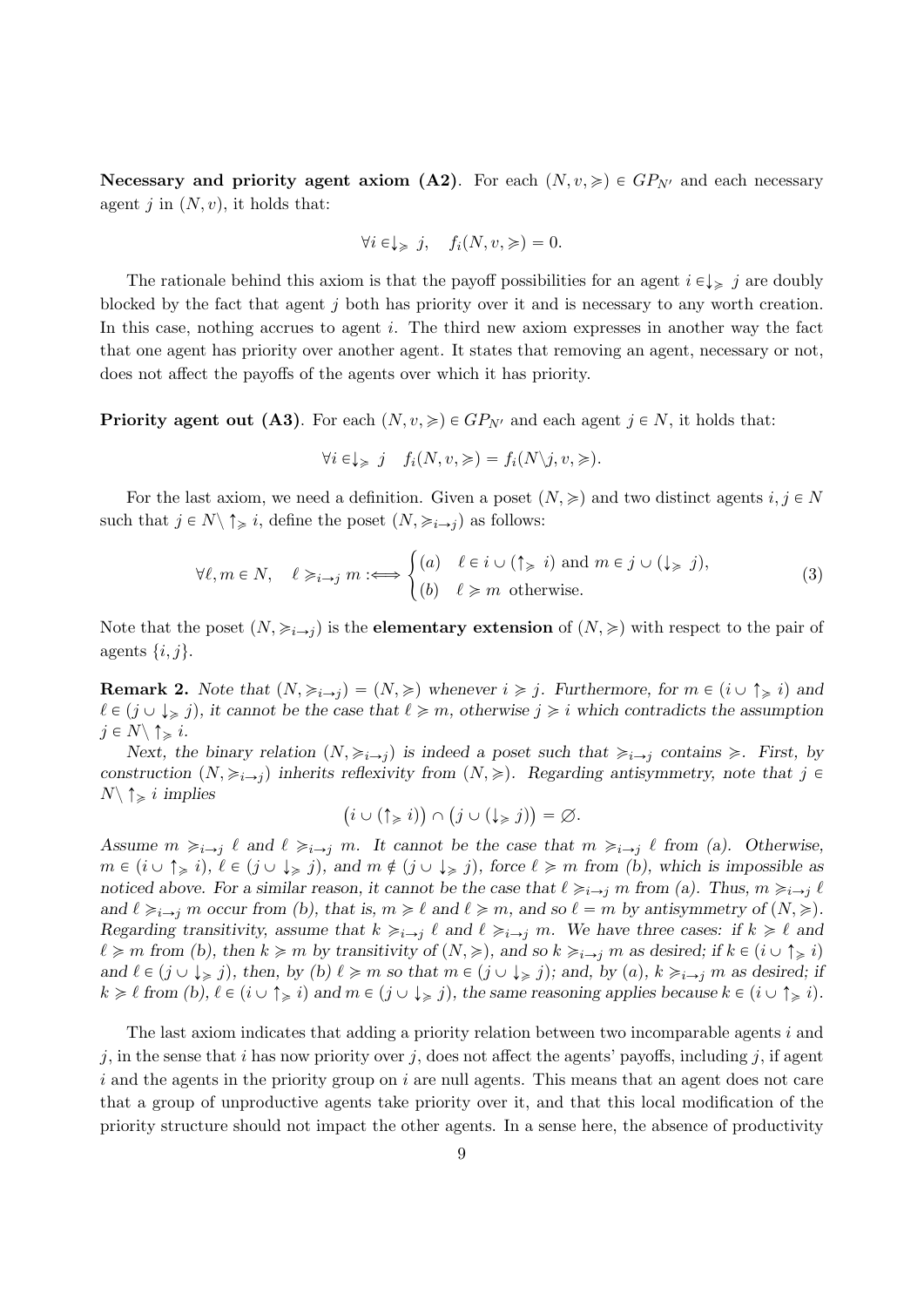**Necessary and priority agent axiom (A2)**. For each $(N, v, \succcurlyeq) \in GP_{N'}$ and each necessary agent $j$ in $(N, v)$, it holds that:

$$\forall i \in \downarrow_{\succcurlyeq} j, \quad f_i(N, v, \succcurlyeq) = 0.$$

The rationale behind this axiom is that the payoff possibilities for an agent $i \in \downarrow_{\succcurlyeq} j$ are doubly blocked by the fact that agent $j$ both has priority over it and is necessary to any worth creation. In this case, nothing accrues to agent $i$. The third new axiom expresses in another way the fact that one agent has priority over another agent. It states that removing an agent, necessary or not, does not affect the payoffs of the agents over which it has priority.

**Priority agent out (A3)**. For each $(N, v, \succcurlyeq) \in GP_{N'}$ and each agent $j \in N$, it holds that:

$$\forall i \in \downarrow_{\succcurlyeq} j \quad f_i(N, v, \succcurlyeq) = f_i(N \backslash j, v, \succcurlyeq).$$

For the last axiom, we need a definition. Given a poset $(N, \succcurlyeq)$ and two distinct agents $i, j \in N$ such that $j \in N \backslash \uparrow_{\succcurlyeq} i$, define the poset $(N, \succcurlyeq_{i \to j})$ as follows:

$$\forall \ell, m \in N, \quad \ell \succcurlyeq_{i \to j} m :\Longleftrightarrow \begin{cases} (a) & \ell \in i \cup (\uparrow_{\succcurlyeq} i) \text{ and } m \in j \cup (\downarrow_{\succcurlyeq} j), \\ (b) & \ell \succcurlyeq m \text{ otherwise.} \end{cases} \tag{3}$$

Note that the poset $(N, \succcurlyeq_{i \to j})$ is the **elementary extension** of $(N, \succcurlyeq)$ with respect to the pair of agents $\{i, j\}$.

**Remark 2.** *Note that $(N, \succcurlyeq_{i \to j}) = (N, \succcurlyeq)$ whenever $i \succcurlyeq j$. Furthermore, for $m \in (i \cup \uparrow_{\succcurlyeq} i)$ and $\ell \in (j \cup \downarrow_{\succcurlyeq} j)$, it cannot be the case that $\ell \succcurlyeq m$, otherwise $j \succcurlyeq i$ which contradicts the assumption $j \in N \backslash \uparrow_{\succcurlyeq} i$.*

*Next, the binary relation $(N, \succcurlyeq_{i \to j})$ is indeed a poset such that $\succcurlyeq_{i \to j}$ contains $\succcurlyeq$. First, by construction $(N, \succcurlyeq_{i \to j})$ inherits reflexivity from $(N, \succcurlyeq)$. Regarding antisymmetry, note that $j \in N \backslash \uparrow_{\succcurlyeq} i$ implies*

$$\big(i \cup (\uparrow_{\succcurlyeq} i)\big) \cap \big(j \cup (\downarrow_{\succcurlyeq} j)\big) = \varnothing.$$

*Assume $m \succcurlyeq_{i \to j} \ell$ and $\ell \succcurlyeq_{i \to j} m$. It cannot be the case that $m \succcurlyeq_{i \to j} \ell$ from (a). Otherwise, $m \in (i \cup \uparrow_{\succcurlyeq} i)$, $\ell \in (j \cup \downarrow_{\succcurlyeq} j)$, and $m \notin (j \cup \downarrow_{\succcurlyeq} j)$, force $\ell \succcurlyeq m$ from (b), which is impossible as noticed above. For a similar reason, it cannot be the case that $\ell \succcurlyeq_{i \to j} m$ from (a). Thus, $m \succcurlyeq_{i \to j} \ell$ and $\ell \succcurlyeq_{i \to j} m$ occur from (b), that is, $m \succcurlyeq \ell$ and $\ell \succcurlyeq m$, and so $\ell = m$ by antisymmetry of $(N, \succcurlyeq)$. Regarding transitivity, assume that $k \succcurlyeq_{i \to j} \ell$ and $\ell \succcurlyeq_{i \to j} m$. We have three cases: if $k \succcurlyeq \ell$ and $\ell \succcurlyeq m$ from (b), then $k \succcurlyeq m$ by transitivity of $(N, \succcurlyeq)$, and so $k \succcurlyeq_{i \to j} m$ as desired; if $k \in (i \cup \uparrow_{\succcurlyeq} i)$ and $\ell \in (j \cup \downarrow_{\succcurlyeq} j)$, then, by (b) $\ell \succcurlyeq m$ so that $m \in (j \cup \downarrow_{\succcurlyeq} j)$; and, by (a), $k \succcurlyeq_{i \to j} m$ as desired; if $k \succcurlyeq \ell$ from (b), $\ell \in (i \cup \uparrow_{\succcurlyeq} i)$ and $m \in (j \cup \downarrow_{\succcurlyeq} j)$, the same reasoning applies because $k \in (i \cup \uparrow_{\succcurlyeq} i)$.*

The last axiom indicates that adding a priority relation between two incomparable agents $i$ and $j$, in the sense that $i$ has now priority over $j$, does not affect the agents' payoffs, including $j$, if agent $i$ and the agents in the priority group on $i$ are null agents. This means that an agent does not care that a group of unproductive agents take priority over it, and that this local modification of the priority structure should not impact the other agents. In a sense here, the absence of productivity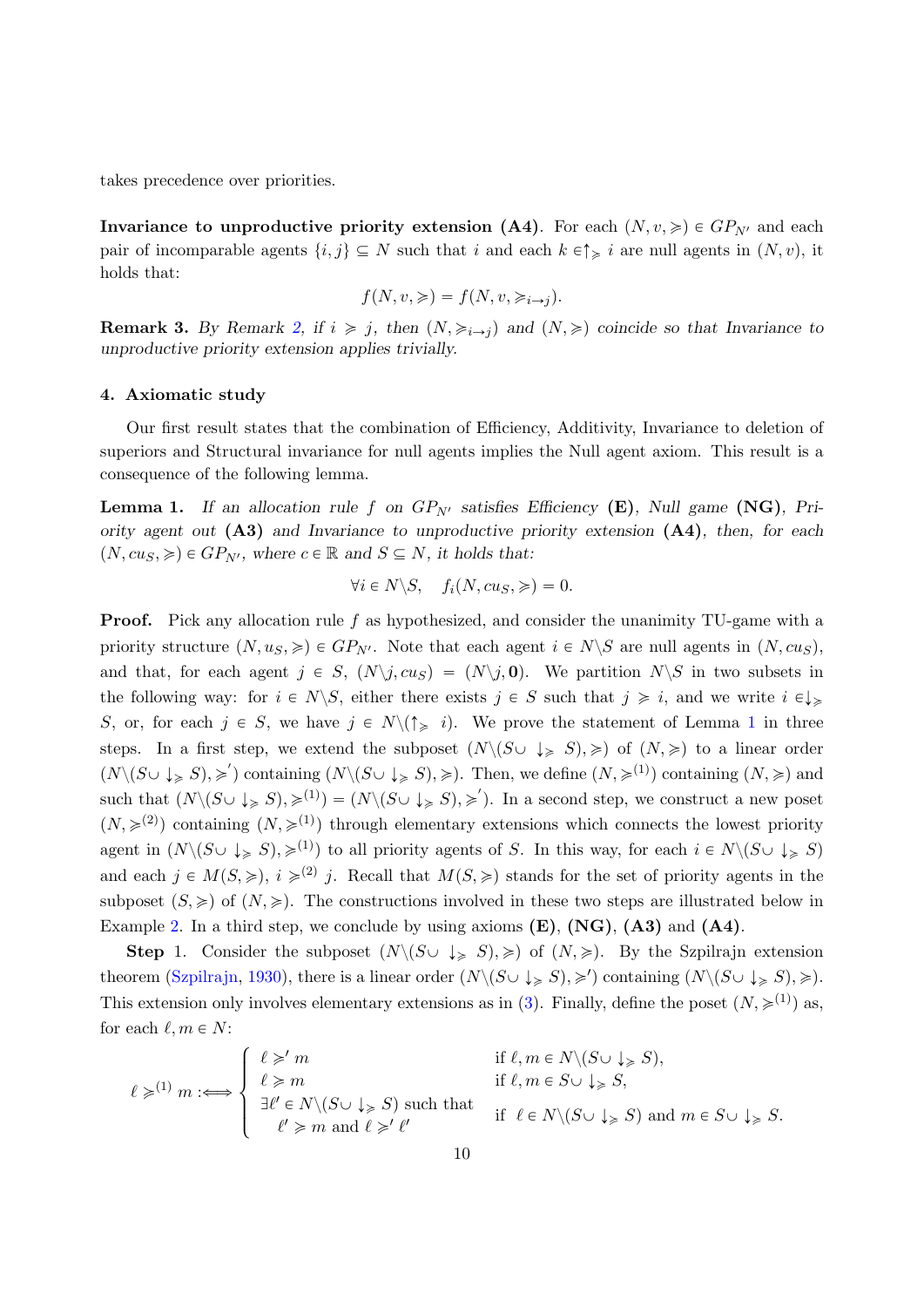takes precedence over priorities.

**Invariance to unproductive priority extension (A4).** For each $(N, v, \succcurlyeq) \in GP_{N'}$ and each pair of incomparable agents $\{i, j\} \subseteq N$ such that $i$ and each $k \in \uparrow_{\succcurlyeq} i$ are null agents in $(N, v)$, it holds that:

$$f(N, v, \succcurlyeq) = f(N, v, \succcurlyeq_{i \to j}).$$

**Remark 3.** *By Remark 2, if $i \succcurlyeq j$, then $(N, \succcurlyeq_{i \to j})$ and $(N, \succcurlyeq)$ coincide so that Invariance to unproductive priority extension applies trivially.*

## 4. Axiomatic study

Our first result states that the combination of Efficiency, Additivity, Invariance to deletion of superiors and Structural invariance for null agents implies the Null agent axiom. This result is a consequence of the following lemma.

**Lemma 1.** *If an allocation rule $f$ on $GP_{N'}$ satisfies Efficiency* **(E)**, *Null game* **(NG)**, *Priority agent out* **(A3)** *and Invariance to unproductive priority extension* **(A4)**, *then, for each $(N, cu_S, \succcurlyeq) \in GP_{N'}$, where $c \in \mathbb{R}$ and $S \subseteq N$, it holds that:*

$$\forall i \in N \backslash S, \quad f_i(N, cu_S, \succcurlyeq) = 0.$$

**Proof.** Pick any allocation rule $f$ as hypothesized, and consider the unanimity TU-game with a priority structure $(N, u_S, \succcurlyeq) \in GP_{N'}$. Note that each agent $i \in N \backslash S$ are null agents in $(N, cu_S)$, and that, for each agent $j \in S$, $(N \backslash j, cu_S) = (N \backslash j, \mathbf{0})$. We partition $N \backslash S$ in two subsets in the following way: for $i \in N \backslash S$, either there exists $j \in S$ such that $j \succcurlyeq i$, and we write $i \in \downarrow_{\succcurlyeq} S$, or, for each $j \in S$, we have $j \in N \backslash (\uparrow_{\succcurlyeq} i)$. We prove the statement of Lemma 1 in three steps. In a first step, we extend the subposet $(N \backslash (S \cup \downarrow_{\succcurlyeq} S), \succcurlyeq)$ of $(N, \succcurlyeq)$ to a linear order $(N \backslash (S \cup \downarrow_{\succcurlyeq} S), \succcurlyeq')$ containing $(N \backslash (S \cup \downarrow_{\succcurlyeq} S), \succcurlyeq)$. Then, we define $(N, \succcurlyeq^{(1)})$ containing $(N, \succcurlyeq)$ and such that $(N \backslash (S \cup \downarrow_{\succcurlyeq} S), \succcurlyeq^{(1)}) = (N \backslash (S \cup \downarrow_{\succcurlyeq} S), \succcurlyeq')$. In a second step, we construct a new poset $(N, \succcurlyeq^{(2)})$ containing $(N, \succcurlyeq^{(1)})$ through elementary extensions which connects the lowest priority agent in $(N \backslash (S \cup \downarrow_{\succcurlyeq} S), \succcurlyeq^{(1)})$ to all priority agents of $S$. In this way, for each $i \in N \backslash (S \cup \downarrow_{\succcurlyeq} S)$ and each $j \in M(S, \succcurlyeq)$, $i \succcurlyeq^{(2)} j$. Recall that $M(S, \succcurlyeq)$ stands for the set of priority agents in the subposet $(S, \succcurlyeq)$ of $(N, \succcurlyeq)$. The constructions involved in these two steps are illustrated below in Example 2. In a third step, we conclude by using axioms **(E)**, **(NG)**, **(A3)** and **(A4)**.

**Step** 1. Consider the subposet $(N \backslash (S \cup \downarrow_{\succcurlyeq} S), \succcurlyeq)$ of $(N, \succcurlyeq)$. By the Szpilrajn extension theorem (Szpilrajn, 1930), there is a linear order $(N \backslash (S \cup \downarrow_{\succcurlyeq} S), \succcurlyeq')$ containing $(N \backslash (S \cup \downarrow_{\succcurlyeq} S), \succcurlyeq)$. This extension only involves elementary extensions as in (3). Finally, define the poset $(N, \succcurlyeq^{(1)})$ as, for each $\ell, m \in N$:

$$\ell \succcurlyeq^{(1)} m :\Longleftrightarrow \begin{cases} \ell \succcurlyeq' m & \text{if } \ell, m \in N \backslash (S \cup \downarrow_{\succcurlyeq} S), \\ \ell \succcurlyeq m & \text{if } \ell, m \in S \cup \downarrow_{\succcurlyeq} S, \\ \exists \ell' \in N \backslash (S \cup \downarrow_{\succcurlyeq} S) \text{ such that} & \\ \quad \ell' \succcurlyeq m \text{ and } \ell \succcurlyeq' \ell' & \text{if } \ell \in N \backslash (S \cup \downarrow_{\succcurlyeq} S) \text{ and } m \in S \cup \downarrow_{\succcurlyeq} S. \end{cases}$$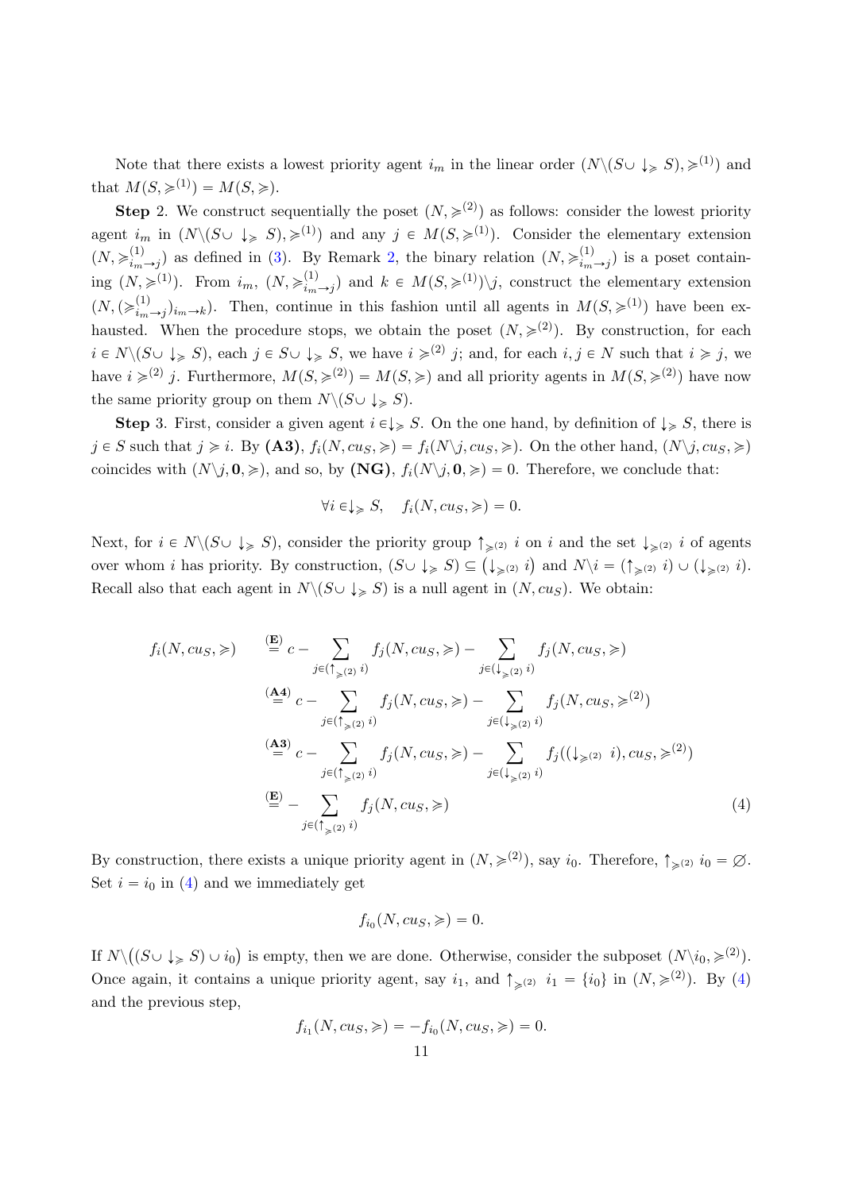Note that there exists a lowest priority agent $i_m$ in the linear order $(N\backslash(S\cup \downarrow_{\succcurlyeq} S), \succcurlyeq^{(1)})$ and that $M(S, \succcurlyeq^{(1)}) = M(S, \succcurlyeq)$.

**Step** 2. We construct sequentially the poset $(N, \succcurlyeq^{(2)})$ as follows: consider the lowest priority agent $i_m$ in $(N\backslash(S\cup \downarrow_{\succcurlyeq} S), \succcurlyeq^{(1)})$ and any $j \in M(S, \succcurlyeq^{(1)})$. Consider the elementary extension $(N, \succcurlyeq^{(1)}_{i_m \to j})$ as defined in (3). By Remark 2, the binary relation $(N, \succcurlyeq^{(1)}_{i_m \to j})$ is a poset containing $(N, \succcurlyeq^{(1)})$. From $i_m$, $(N, \succcurlyeq^{(1)}_{i_m \to j})$ and $k \in M(S, \succcurlyeq^{(1)})\backslash j$, construct the elementary extension $(N, (\succcurlyeq^{(1)}_{i_m \to j})_{i_m \to k})$. Then, continue in this fashion until all agents in $M(S, \succcurlyeq^{(1)})$ have been exhausted. When the procedure stops, we obtain the poset $(N, \succcurlyeq^{(2)})$. By construction, for each $i \in N\backslash(S\cup \downarrow_{\succcurlyeq} S)$, each $j \in S\cup \downarrow_{\succcurlyeq} S$, we have $i \succcurlyeq^{(2)} j$; and, for each $i, j \in N$ such that $i \succcurlyeq j$, we have $i \succcurlyeq^{(2)} j$. Furthermore, $M(S, \succcurlyeq^{(2)}) = M(S, \succcurlyeq)$ and all priority agents in $M(S, \succcurlyeq^{(2)})$ have now the same priority group on them $N\backslash(S\cup \downarrow_{\succcurlyeq} S)$.

**Step** 3. First, consider a given agent $i \in \downarrow_{\succcurlyeq} S$. On the one hand, by definition of $\downarrow_{\succcurlyeq} S$, there is $j \in S$ such that $j \succcurlyeq i$. By **(A3)**, $f_i(N, cu_S, \succcurlyeq) = f_i(N\backslash j, cu_S, \succcurlyeq)$. On the other hand, $(N\backslash j, cu_S, \succcurlyeq)$ coincides with $(N\backslash j, \mathbf{0}, \succcurlyeq)$, and so, by **(NG)**, $f_i(N\backslash j, \mathbf{0}, \succcurlyeq) = 0$. Therefore, we conclude that:

$$\forall i \in \downarrow_{\succcurlyeq} S, \quad f_i(N, cu_S, \succcurlyeq) = 0.$$

Next, for $i \in N\backslash(S\cup \downarrow_{\succcurlyeq} S)$, consider the priority group $\uparrow_{\succcurlyeq^{(2)}} i$ on $i$ and the set $\downarrow_{\succcurlyeq^{(2)}} i$ of agents over whom $i$ has priority. By construction, $(S\cup \downarrow_{\succcurlyeq} S) \subseteq (\downarrow_{\succcurlyeq^{(2)}} i)$ and $N\backslash i = (\uparrow_{\succcurlyeq^{(2)}} i) \cup (\downarrow_{\succcurlyeq^{(2)}} i)$. Recall also that each agent in $N\backslash(S\cup \downarrow_{\succcurlyeq} S)$ is a null agent in $(N, cu_S)$. We obtain:

$$\begin{aligned}
f_i(N, cu_S, \succcurlyeq) \quad &\overset{\textbf{(E)}}{=} c - \sum_{j\in(\uparrow_{\succcurlyeq^{(2)}} i)} f_j(N, cu_S, \succcurlyeq) - \sum_{j\in(\downarrow_{\succcurlyeq^{(2)}} i)} f_j(N, cu_S, \succcurlyeq) \\
&\overset{\textbf{(A4)}}{=} c - \sum_{j\in(\uparrow_{\succcurlyeq^{(2)}} i)} f_j(N, cu_S, \succcurlyeq) - \sum_{j\in(\downarrow_{\succcurlyeq^{(2)}} i)} f_j(N, cu_S, \succcurlyeq^{(2)}) \\
&\overset{\textbf{(A3)}}{=} c - \sum_{j\in(\uparrow_{\succcurlyeq^{(2)}} i)} f_j(N, cu_S, \succcurlyeq) - \sum_{j\in(\downarrow_{\succcurlyeq^{(2)}} i)} f_j((\downarrow_{\succcurlyeq^{(2)}} i), cu_S, \succcurlyeq^{(2)}) \\
&\overset{\textbf{(E)}}{=} - \sum_{j\in(\uparrow_{\succcurlyeq^{(2)}} i)} f_j(N, cu_S, \succcurlyeq) \qquad (4)
\end{aligned}$$

By construction, there exists a unique priority agent in $(N, \succcurlyeq^{(2)})$, say $i_0$. Therefore, $\uparrow_{\succcurlyeq^{(2)}} i_0 = \varnothing$. Set $i = i_0$ in (4) and we immediately get

$$f_{i_0}(N, cu_S, \succcurlyeq) = 0.$$

If $N\backslash\big((S\cup \downarrow_{\succcurlyeq} S) \cup i_0\big)$ is empty, then we are done. Otherwise, consider the subposet $(N\backslash i_0, \succcurlyeq^{(2)})$. Once again, it contains a unique priority agent, say $i_1$, and $\uparrow_{\succcurlyeq^{(2)}} i_1 = \{i_0\}$ in $(N, \succcurlyeq^{(2)})$. By (4) and the previous step,

$$f_{i_1}(N, cu_S, \succcurlyeq) = -f_{i_0}(N, cu_S, \succcurlyeq) = 0.$$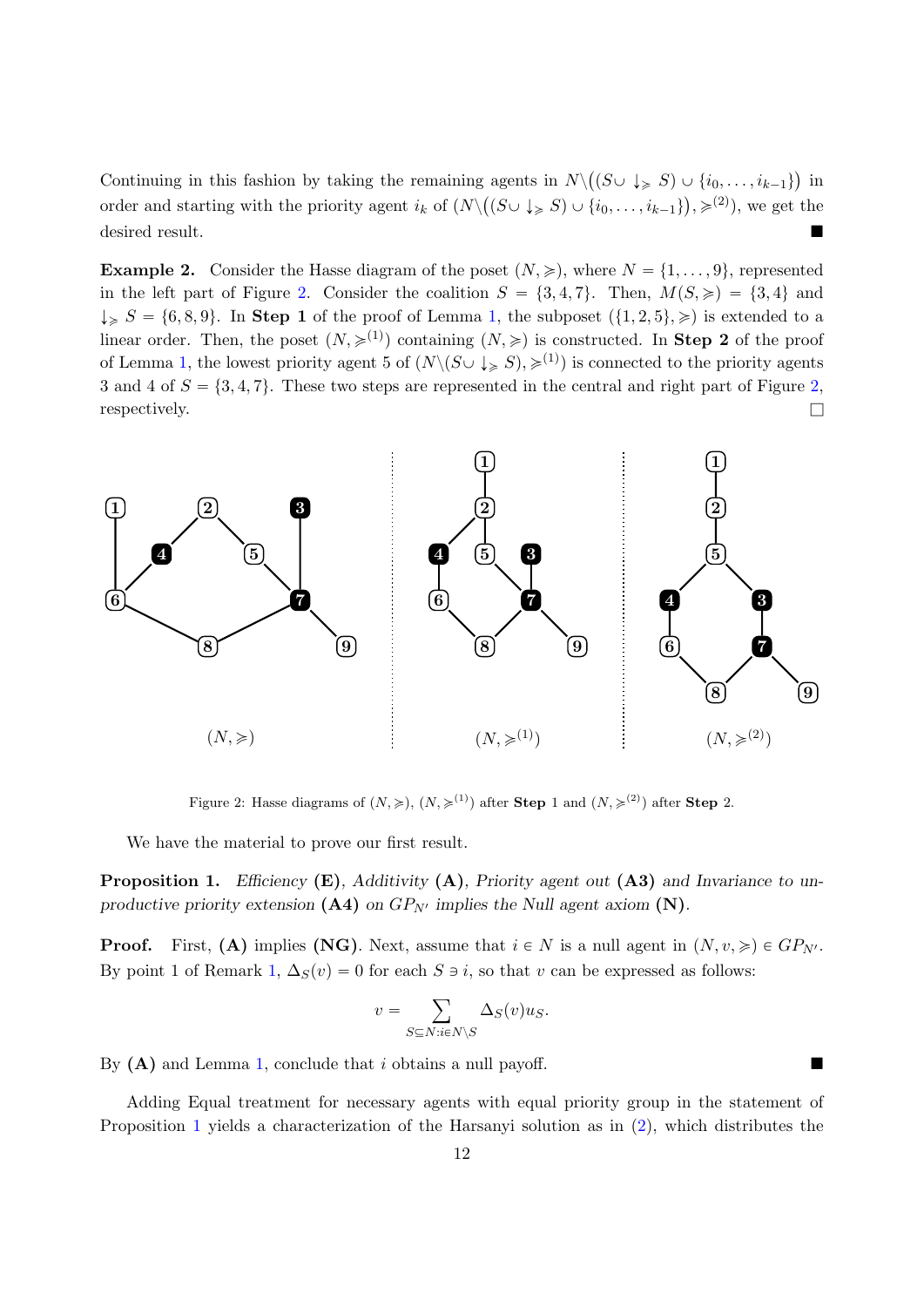Continuing in this fashion by taking the remaining agents in $N\backslash\big((S\cup \downarrow_{\succcurlyeq} S) \cup \{i_0, \ldots, i_{k-1}\}\big)$ in order and starting with the priority agent $i_k$ of $(N\backslash\big((S\cup \downarrow_{\succcurlyeq} S) \cup \{i_0, \ldots, i_{k-1}\}\big), \succcurlyeq^{(2)})$, we get the desired result. ■

**Example 2.** Consider the Hasse diagram of the poset $(N, \succcurlyeq)$, where $N = \{1, \ldots, 9\}$, represented in the left part of Figure 2. Consider the coalition $S = \{3, 4, 7\}$. Then, $M(S, \succcurlyeq) = \{3, 4\}$ and $\downarrow_{\succcurlyeq} S = \{6, 8, 9\}$. In **Step 1** of the proof of Lemma 1, the subposet $(\{1, 2, 5\}, \succcurlyeq)$ is extended to a linear order. Then, the poset $(N, \succcurlyeq^{(1)})$ containing $(N, \succcurlyeq)$ is constructed. In **Step 2** of the proof of Lemma 1, the lowest priority agent 5 of $(N\backslash(S\cup \downarrow_{\succcurlyeq} S), \succcurlyeq^{(1)})$ is connected to the priority agents 3 and 4 of $S = \{3, 4, 7\}$. These two steps are represented in the central and right part of Figure 2, respectively. □

Figure 2: Hasse diagrams of $(N, \succcurlyeq)$, $(N, \succcurlyeq^{(1)})$ after **Step** 1 and $(N, \succcurlyeq^{(2)})$ after **Step** 2.

We have the material to prove our first result.

**Proposition 1.** *Efficiency* **(E)**, *Additivity* **(A)**, *Priority agent out* **(A3)** *and Invariance to unproductive priority extension* **(A4)** *on $GP_{N'}$ implies the Null agent axiom* **(N)**.

**Proof.** First, **(A)** implies **(NG)**. Next, assume that $i \in N$ is a null agent in $(N, v, \succcurlyeq) \in GP_{N'}$. By point 1 of Remark 1, $\Delta_S(v) = 0$ for each $S \ni i$, so that $v$ can be expressed as follows:

$$v = \sum_{S \subseteq N : i \in N\backslash S} \Delta_S(v) u_S.$$

By **(A)** and Lemma 1, conclude that $i$ obtains a null payoff. ■

Adding Equal treatment for necessary agents with equal priority group in the statement of Proposition 1 yields a characterization of the Harsanyi solution as in (2), which distributes the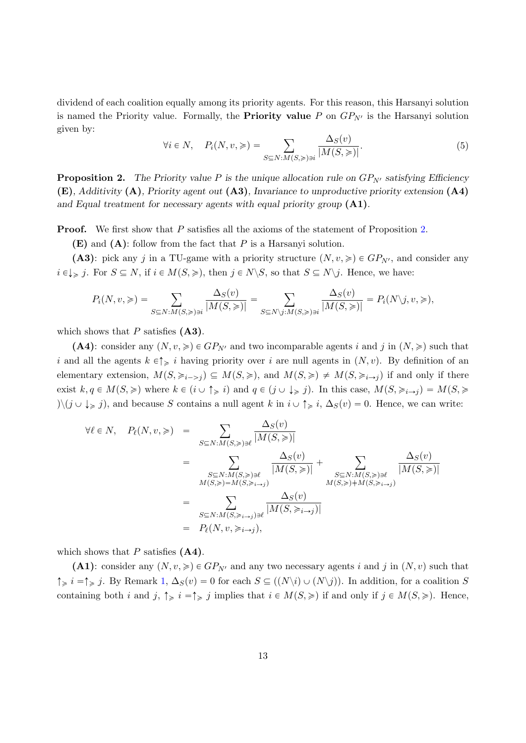dividend of each coalition equally among its priority agents. For this reason, this Harsanyi solution is named the Priority value. Formally, the **Priority value** $P$ on $GP_{N'}$ is the Harsanyi solution given by:

$$\forall i \in N, \quad P_i(N, v, \succcurlyeq) = \sum_{S \subseteq N : M(S, \succcurlyeq) \ni i} \frac{\Delta_S(v)}{|M(S, \succcurlyeq)|}. \tag{5}$$

**Proposition 2.** *The Priority value $P$ is the unique allocation rule on $GP_{N'}$ satisfying Efficiency* **(E)**, *Additivity* **(A)**, *Priority agent out* **(A3)**, *Invariance to unproductive priority extension* **(A4)** *and Equal treatment for necessary agents with equal priority group* **(A1)**.

**Proof.** We first show that $P$ satisfies all the axioms of the statement of Proposition 2.

**(E)** and **(A)**: follow from the fact that $P$ is a Harsanyi solution.

**(A3)**: pick any $j$ in a TU-game with a priority structure $(N, v, \succcurlyeq) \in GP_{N'}$, and consider any $i \in \downarrow_{\succcurlyeq} j$. For $S \subseteq N$, if $i \in M(S, \succcurlyeq)$, then $j \in N \backslash S$, so that $S \subseteq N \backslash j$. Hence, we have:

$$P_i(N, v, \succcurlyeq) = \sum_{S \subseteq N : M(S, \succcurlyeq) \ni i} \frac{\Delta_S(v)}{|M(S, \succcurlyeq)|} = \sum_{S \subseteq N \backslash j : M(S, \succcurlyeq) \ni i} \frac{\Delta_S(v)}{|M(S, \succcurlyeq)|} = P_i(N \backslash j, v, \succcurlyeq),$$

which shows that $P$ satisfies **(A3)**.

**(A4)**: consider any $(N, v, \succcurlyeq) \in GP_{N'}$ and two incomparable agents $i$ and $j$ in $(N, \succcurlyeq)$ such that $i$ and all the agents $k \in \uparrow_{\succcurlyeq} i$ having priority over $i$ are null agents in $(N, v)$. By definition of an elementary extension, $M(S, \succcurlyeq_{i->j}) \subseteq M(S, \succcurlyeq)$, and $M(S, \succcurlyeq) \neq M(S, \succcurlyeq_{i \to j})$ if and only if there exist $k, q \in M(S, \succcurlyeq)$ where $k \in (i \cup \uparrow_{\succcurlyeq} i)$ and $q \in (j \cup \downarrow_{\succcurlyeq} j)$. In this case, $M(S, \succcurlyeq_{i \to j}) = M(S, \succcurlyeq) \backslash (j \cup \downarrow_{\succcurlyeq} j)$, and because $S$ contains a null agent $k$ in $i \cup \uparrow_{\succcurlyeq} i$, $\Delta_S(v) = 0$. Hence, we can write:

$$\begin{aligned}
\forall \ell \in N, \quad P_\ell(N, v, \succcurlyeq) &= \sum_{S \subseteq N : M(S, \succcurlyeq) \ni \ell} \frac{\Delta_S(v)}{|M(S, \succcurlyeq)|} \\
&= \sum_{\substack{S \subseteq N : M(S, \succcurlyeq) \ni \ell \\ M(S, \succcurlyeq) = M(S, \succcurlyeq_{i \to j})}} \frac{\Delta_S(v)}{|M(S, \succcurlyeq)|} + \sum_{\substack{S \subseteq N : M(S, \succcurlyeq) \ni \ell \\ M(S, \succcurlyeq) \neq M(S, \succcurlyeq_{i \to j})}} \frac{\Delta_S(v)}{|M(S, \succcurlyeq)|} \\
&= \sum_{S \subseteq N : M(S, \succcurlyeq_{i \to j}) \ni \ell} \frac{\Delta_S(v)}{|M(S, \succcurlyeq_{i \to j})|} \\
&= P_\ell(N, v, \succcurlyeq_{i \to j}),
\end{aligned}$$

which shows that $P$ satisfies **(A4)**.

**(A1)**: consider any $(N, v, \succcurlyeq) \in GP_{N'}$ and any two necessary agents $i$ and $j$ in $(N, v)$ such that $\uparrow_{\succcurlyeq} i = \uparrow_{\succcurlyeq} j$. By Remark 1, $\Delta_S(v) = 0$ for each $S \subseteq ((N \backslash i) \cup (N \backslash j))$. In addition, for a coalition $S$ containing both $i$ and $j$, $\uparrow_{\succcurlyeq} i = \uparrow_{\succcurlyeq} j$ implies that $i \in M(S, \succcurlyeq)$ if and only if $j \in M(S, \succcurlyeq)$. Hence,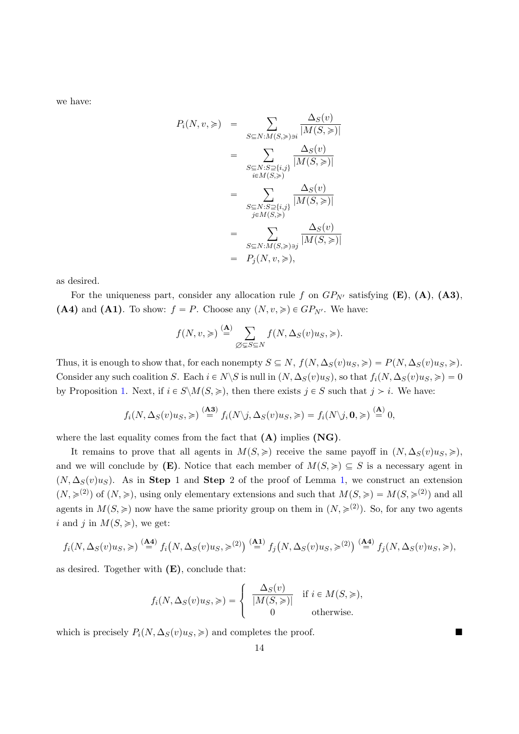we have:

$$
\begin{aligned}
P_i(N, v, \succcurlyeq) &= \sum_{S \subseteq N : M(S, \succcurlyeq) \ni i} \frac{\Delta_S(v)}{|M(S, \succcurlyeq)|} \\
&= \sum_{\substack{S \subseteq N : S \supseteq \{i,j\} \\ i \in M(S, \succcurlyeq)}} \frac{\Delta_S(v)}{|M(S, \succcurlyeq)|} \\
&= \sum_{\substack{S \subseteq N : S \supseteq \{i,j\} \\ j \in M(S, \succcurlyeq)}} \frac{\Delta_S(v)}{|M(S, \succcurlyeq)|} \\
&= \sum_{S \subseteq N : M(S, \succcurlyeq) \ni j} \frac{\Delta_S(v)}{|M(S, \succcurlyeq)|} \\
&= P_j(N, v, \succcurlyeq),
\end{aligned}
$$

as desired.

For the uniqueness part, consider any allocation rule $f$ on $GP_{N'}$ satisfying **(E)**, **(A)**, **(A3)**, **(A4)** and **(A1)**. To show: $f = P$. Choose any $(N, v, \succcurlyeq) \in GP_{N'}$. We have:

$$
f(N, v, \succcurlyeq) \overset{\textbf{(A)}}{=} \sum_{\varnothing \subsetneq S \subseteq N} f(N, \Delta_S(v) u_S, \succcurlyeq).
$$

Thus, it is enough to show that, for each nonempty $S \subseteq N$, $f(N, \Delta_S(v)u_S, \succcurlyeq) = P(N, \Delta_S(v)u_S, \succcurlyeq)$. Consider any such coalition $S$. Each $i \in N \backslash S$ is null in $(N, \Delta_S(v)u_S)$, so that $f_i(N, \Delta_S(v)u_S, \succcurlyeq) = 0$ by Proposition 1. Next, if $i \in S \backslash M(S, \succcurlyeq)$, then there exists $j \in S$ such that $j \succ i$. We have:

$$
f_i(N, \Delta_S(v)u_S, \succcurlyeq) \overset{\textbf{(A3)}}{=} f_i(N \backslash j, \Delta_S(v)u_S, \succcurlyeq) = f_i(N \backslash j, \mathbf{0}, \succcurlyeq) \overset{\textbf{(A)}}{=} 0,
$$

where the last equality comes from the fact that **(A)** implies **(NG)**.

It remains to prove that all agents in $M(S, \succcurlyeq)$ receive the same payoff in $(N, \Delta_S(v)u_S, \succcurlyeq)$, and we will conclude by **(E)**. Notice that each member of $M(S, \succcurlyeq) \subseteq S$ is a necessary agent in $(N, \Delta_S(v)u_S)$. As in **Step** 1 and **Step** 2 of the proof of Lemma 1, we construct an extension $(N, \succcurlyeq^{(2)})$ of $(N, \succcurlyeq)$, using only elementary extensions and such that $M(S, \succcurlyeq) = M(S, \succcurlyeq^{(2)})$ and all agents in $M(S, \succcurlyeq)$ now have the same priority group on them in $(N, \succcurlyeq^{(2)})$. So, for any two agents $i$ and $j$ in $M(S, \succcurlyeq)$, we get:

$$
f_i(N, \Delta_S(v)u_S, \succcurlyeq) \overset{\textbf{(A4)}}{=} f_i\big(N, \Delta_S(v)u_S, \succcurlyeq^{(2)}\big) \overset{\textbf{(A1)}}{=} f_j\big(N, \Delta_S(v)u_S, \succcurlyeq^{(2)}\big) \overset{\textbf{(A4)}}{=} f_j(N, \Delta_S(v)u_S, \succcurlyeq),
$$

as desired. Together with **(E)**, conclude that:

$$
f_i(N, \Delta_S(v)u_S, \succcurlyeq) = \begin{cases} \dfrac{\Delta_S(v)}{|M(S, \succcurlyeq)|} & \text{if } i \in M(S, \succcurlyeq), \\ 0 & \text{otherwise.} \end{cases}
$$

which is precisely $P_i(N, \Delta_S(v)u_S, \succcurlyeq)$ and completes the proof. ∎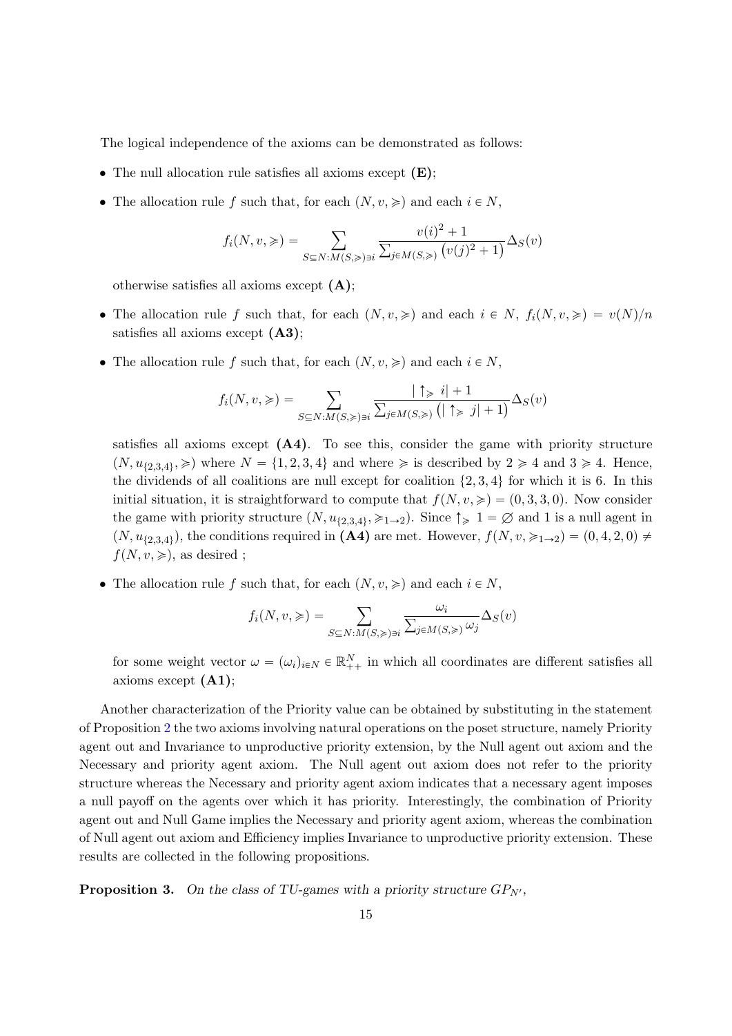The logical independence of the axioms can be demonstrated as follows:

- The null allocation rule satisfies all axioms except **(E)**;
- The allocation rule $f$ such that, for each $(N, v, \succcurlyeq)$ and each $i \in N$,

$$f_i(N, v, \succcurlyeq) = \sum_{S \subseteq N : M(S, \succcurlyeq) \ni i} \frac{v(i)^2 + 1}{\sum_{j \in M(S, \succcurlyeq)} \left(v(j)^2 + 1\right)} \Delta_S(v)$$

  otherwise satisfies all axioms except **(A)**;
- The allocation rule $f$ such that, for each $(N, v, \succcurlyeq)$ and each $i \in N$, $f_i(N, v, \succcurlyeq) = v(N)/n$ satisfies all axioms except **(A3)**;
- The allocation rule $f$ such that, for each $(N, v, \succcurlyeq)$ and each $i \in N$,

$$f_i(N, v, \succcurlyeq) = \sum_{S \subseteq N : M(S, \succcurlyeq) \ni i} \frac{|\uparrow_{\succcurlyeq} i| + 1}{\sum_{j \in M(S, \succcurlyeq)} \left(|\uparrow_{\succcurlyeq} j| + 1\right)} \Delta_S(v)$$

  satisfies all axioms except **(A4)**. To see this, consider the game with priority structure $(N, u_{\{2,3,4\}}, \succcurlyeq)$ where $N = \{1, 2, 3, 4\}$ and where $\succcurlyeq$ is described by $2 \succcurlyeq 4$ and $3 \succcurlyeq 4$. Hence, the dividends of all coalitions are null except for coalition $\{2, 3, 4\}$ for which it is 6. In this initial situation, it is straightforward to compute that $f(N, v, \succcurlyeq) = (0, 3, 3, 0)$. Now consider the game with priority structure $(N, u_{\{2,3,4\}}, \succcurlyeq_{1 \to 2})$. Since $\uparrow_{\succcurlyeq} 1 = \varnothing$ and 1 is a null agent in $(N, u_{\{2,3,4\}})$, the conditions required in **(A4)** are met. However, $f(N, v, \succcurlyeq_{1 \to 2}) = (0, 4, 2, 0) \neq f(N, v, \succcurlyeq)$, as desired ;
- The allocation rule $f$ such that, for each $(N, v, \succcurlyeq)$ and each $i \in N$,

$$f_i(N, v, \succcurlyeq) = \sum_{S \subseteq N : M(S, \succcurlyeq) \ni i} \frac{\omega_i}{\sum_{j \in M(S, \succcurlyeq)} \omega_j} \Delta_S(v)$$

  for some weight vector $\omega = (\omega_i)_{i \in N} \in \mathbb{R}^N_{++}$ in which all coordinates are different satisfies all axioms except **(A1)**;

Another characterization of the Priority value can be obtained by substituting in the statement of Proposition 2 the two axioms involving natural operations on the poset structure, namely Priority agent out and Invariance to unproductive priority extension, by the Null agent out axiom and the Necessary and priority agent axiom. The Null agent out axiom does not refer to the priority structure whereas the Necessary and priority agent axiom indicates that a necessary agent imposes a null payoff on the agents over which it has priority. Interestingly, the combination of Priority agent out and Null Game implies the Necessary and priority agent axiom, whereas the combination of Null agent out axiom and Efficiency implies Invariance to unproductive priority extension. These results are collected in the following propositions.

**Proposition 3.** *On the class of TU-games with a priority structure $GP_{N'}$,*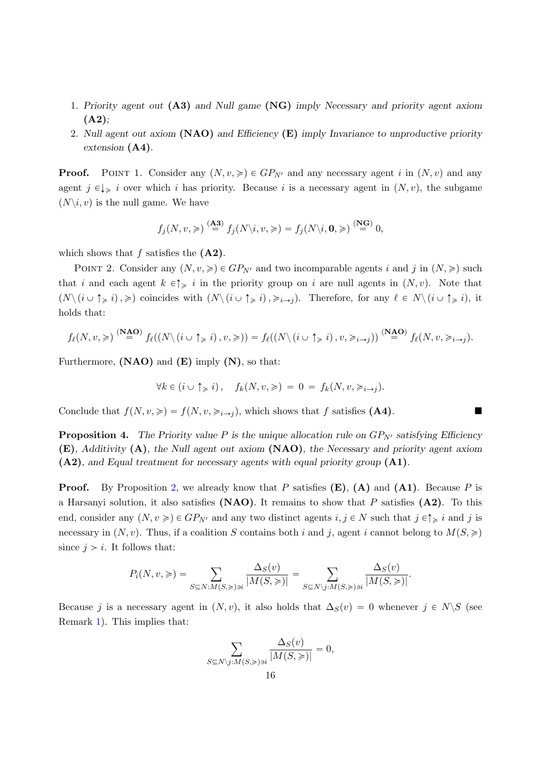1. *Priority agent out* **(A3)** *and Null game* **(NG)** *imply Necessary and priority agent axiom* **(A2)***;*
2. *Null agent out axiom* **(NAO)** *and Efficiency* **(E)** *imply Invariance to unproductive priority extension* **(A4)**.

**Proof.** POINT 1. Consider any $(N, v, \succcurlyeq) \in GP_{N'}$ and any necessary agent $i$ in $(N, v)$ and any agent $j \in \downarrow_{\succcurlyeq} i$ over which $i$ has priority. Because $i$ is a necessary agent in $(N, v)$, the subgame $(N \backslash i, v)$ is the null game. We have

$$f_j(N, v, \succcurlyeq) \overset{\textbf{(A3)}}{=} f_j(N \backslash i, v, \succcurlyeq) = f_j(N \backslash i, \mathbf{0}, \succcurlyeq) \overset{\textbf{(NG)}}{=} 0,$$

which shows that $f$ satisfies the **(A2)**.

POINT 2. Consider any $(N, v, \succcurlyeq) \in GP_{N'}$ and two incomparable agents $i$ and $j$ in $(N, \succcurlyeq)$ such that $i$ and each agent $k \in \uparrow_{\succcurlyeq} i$ in the priority group on $i$ are null agents in $(N, v)$. Note that $(N \backslash (i \cup \uparrow_{\succcurlyeq} i), \succcurlyeq)$ coincides with $(N \backslash (i \cup \uparrow_{\succcurlyeq} i), \succcurlyeq_{i \to j})$. Therefore, for any $\ell \in N \backslash (i \cup \uparrow_{\succcurlyeq} i)$, it holds that:

$$f_\ell(N, v, \succcurlyeq) \overset{\textbf{(NAO)}}{=} f_\ell((N \backslash (i \cup \uparrow_{\succcurlyeq} i), v, \succcurlyeq)) = f_\ell((N \backslash (i \cup \uparrow_{\succcurlyeq} i), v, \succcurlyeq_{i \to j})) \overset{\textbf{(NAO)}}{=} f_\ell(N, v, \succcurlyeq_{i \to j}).$$

Furthermore, **(NAO)** and **(E)** imply **(N)**, so that:

$$\forall k \in (i \cup \uparrow_{\succcurlyeq} i), \quad f_k(N, v, \succcurlyeq) = 0 = f_k(N, v, \succcurlyeq_{i \to j}).$$

Conclude that $f(N, v, \succcurlyeq) = f(N, v, \succcurlyeq_{i \to j})$, which shows that $f$ satisfies **(A4)**. ∎

**Proposition 4.** *The Priority value $P$ is the unique allocation rule on $GP_{N'}$ satisfying Efficiency* **(E)***, Additivity* **(A)***, the Null agent out axiom* **(NAO)***, the Necessary and priority agent axiom* **(A2)***, and Equal treatment for necessary agents with equal priority group* **(A1)**.

**Proof.** By Proposition 2, we already know that $P$ satisfies **(E)**, **(A)** and **(A1)**. Because $P$ is a Harsanyi solution, it also satisfies **(NAO)**. It remains to show that $P$ satisfies **(A2)**. To this end, consider any $(N, v \succcurlyeq) \in GP_{N'}$ and any two distinct agents $i, j \in N$ such that $j \in \uparrow_{\succcurlyeq} i$ and $j$ is necessary in $(N, v)$. Thus, if a coalition $S$ contains both $i$ and $j$, agent $i$ cannot belong to $M(S, \succcurlyeq)$ since $j \succ i$. It follows that:

$$P_i(N, v, \succcurlyeq) = \sum_{S \subseteq N : M(S, \succcurlyeq) \ni i} \frac{\Delta_S(v)}{|M(S, \succcurlyeq)|} = \sum_{S \subseteq N \backslash j : M(S, \succcurlyeq) \ni i} \frac{\Delta_S(v)}{|M(S, \succcurlyeq)|}.$$

Because $j$ is a necessary agent in $(N, v)$, it also holds that $\Delta_S(v) = 0$ whenever $j \in N \backslash S$ (see Remark 1). This implies that:

$$\sum_{S \subseteq N \backslash j : M(S, \succcurlyeq) \ni i} \frac{\Delta_S(v)}{|M(S, \succcurlyeq)|} = 0,$$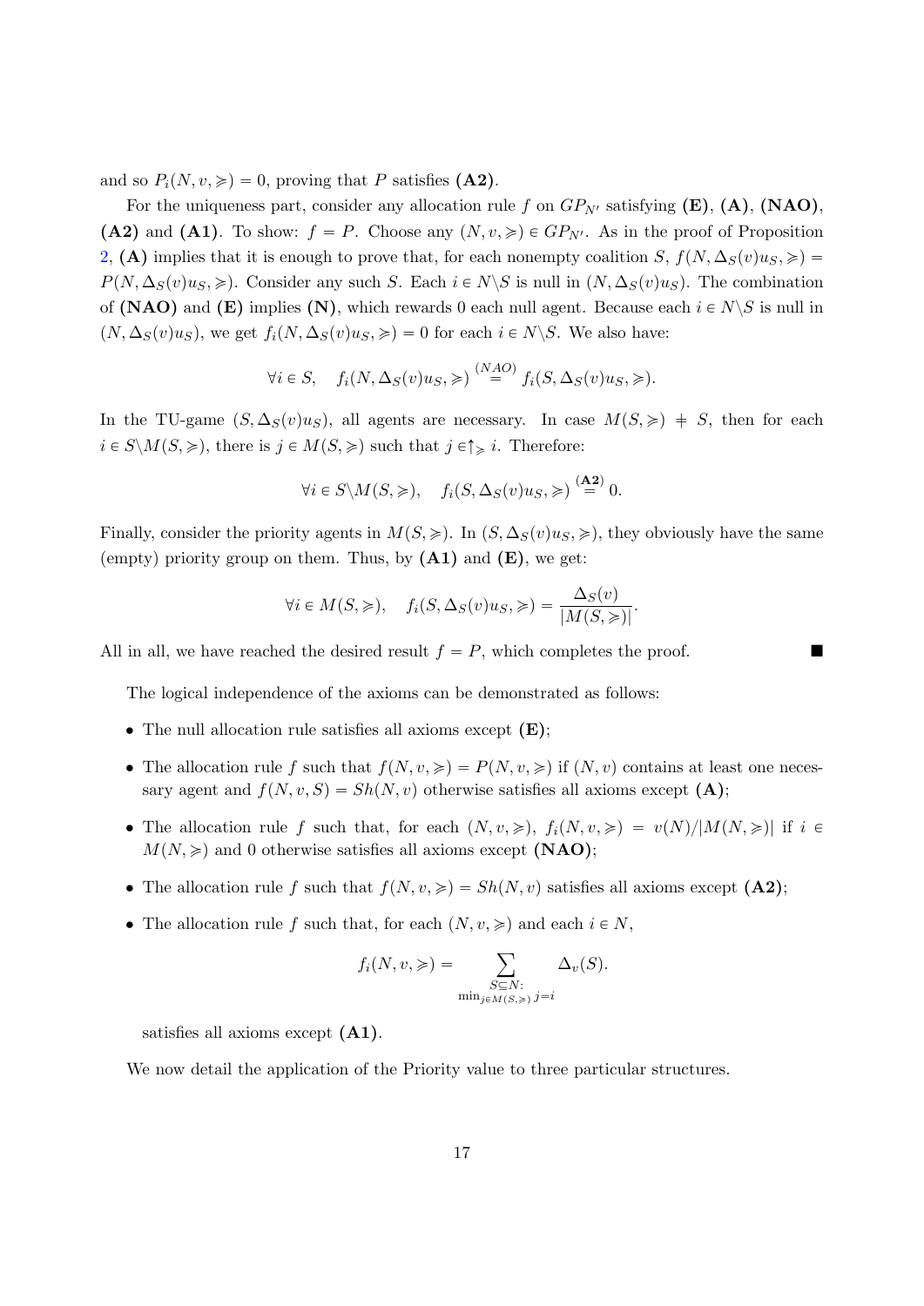and so $P_i(N, v, \succcurlyeq) = 0$, proving that $P$ satisfies **(A2)**.

For the uniqueness part, consider any allocation rule $f$ on $GP_{N'}$ satisfying **(E)**, **(A)**, **(NAO)**, **(A2)** and **(A1)**. To show: $f = P$. Choose any $(N, v, \succcurlyeq) \in GP_{N'}$. As in the proof of Proposition 2, **(A)** implies that it is enough to prove that, for each nonempty coalition $S$, $f(N, \Delta_S(v)u_S, \succcurlyeq) = P(N, \Delta_S(v)u_S, \succcurlyeq)$. Consider any such $S$. Each $i \in N \backslash S$ is null in $(N, \Delta_S(v)u_S)$. The combination of **(NAO)** and **(E)** implies **(N)**, which rewards 0 each null agent. Because each $i \in N \backslash S$ is null in $(N, \Delta_S(v)u_S)$, we get $f_i(N, \Delta_S(v)u_S, \succcurlyeq) = 0$ for each $i \in N \backslash S$. We also have:

$$\forall i \in S, \quad f_i(N, \Delta_S(v)u_S, \succcurlyeq) \overset{(NAO)}{=} f_i(S, \Delta_S(v)u_S, \succcurlyeq).$$

In the TU-game $(S, \Delta_S(v)u_S)$, all agents are necessary. In case $M(S, \succcurlyeq) \neq S$, then for each $i \in S \backslash M(S, \succcurlyeq)$, there is $j \in M(S, \succcurlyeq)$ such that $j \in \uparrow_{\succcurlyeq} i$. Therefore:

$$\forall i \in S \backslash M(S, \succcurlyeq), \quad f_i(S, \Delta_S(v)u_S, \succcurlyeq) \overset{\textbf{(A2)}}{=} 0.$$

Finally, consider the priority agents in $M(S, \succcurlyeq)$. In $(S, \Delta_S(v)u_S, \succcurlyeq)$, they obviously have the same (empty) priority group on them. Thus, by **(A1)** and **(E)**, we get:

$$\forall i \in M(S, \succcurlyeq), \quad f_i(S, \Delta_S(v)u_S, \succcurlyeq) = \frac{\Delta_S(v)}{|M(S, \succcurlyeq)|}.$$

All in all, we have reached the desired result $f = P$, which completes the proof. ■

The logical independence of the axioms can be demonstrated as follows:

- The null allocation rule satisfies all axioms except **(E)**;
- The allocation rule $f$ such that $f(N, v, \succcurlyeq) = P(N, v, \succcurlyeq)$ if $(N, v)$ contains at least one necessary agent and $f(N, v, S) = Sh(N, v)$ otherwise satisfies all axioms except **(A)**;
- The allocation rule $f$ such that, for each $(N, v, \succcurlyeq)$, $f_i(N, v, \succcurlyeq) = v(N)/|M(N, \succcurlyeq)|$ if $i \in M(N, \succcurlyeq)$ and 0 otherwise satisfies all axioms except **(NAO)**;
- The allocation rule $f$ such that $f(N, v, \succcurlyeq) = Sh(N, v)$ satisfies all axioms except **(A2)**;
- The allocation rule $f$ such that, for each $(N, v, \succcurlyeq)$ and each $i \in N$,

$$f_i(N, v, \succcurlyeq) = \sum_{\substack{S \subseteq N: \\ \min_{j \in M(S, \succcurlyeq)} j = i}} \Delta_v(S).$$

  satisfies all axioms except **(A1)**.

We now detail the application of the Priority value to three particular structures.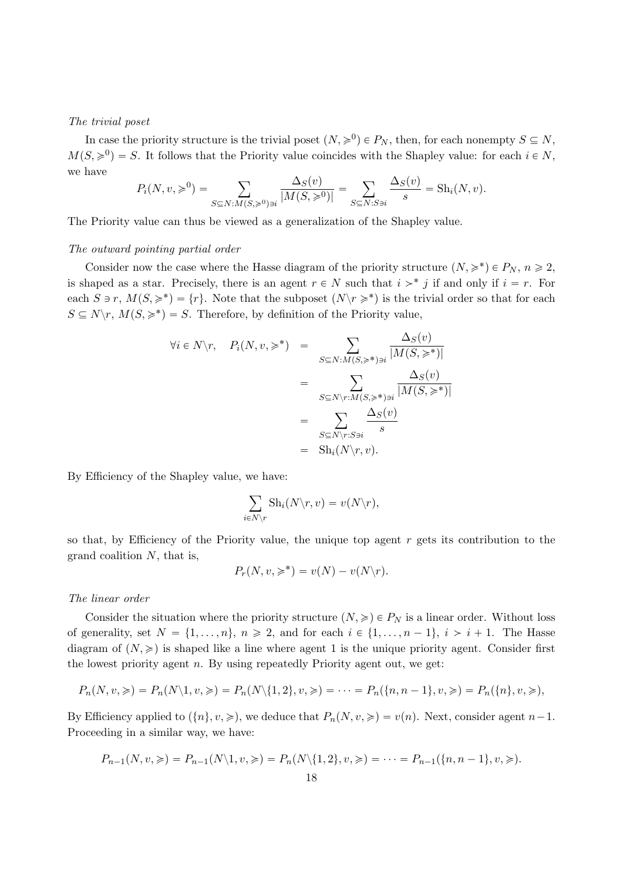*The trivial poset*

In case the priority structure is the trivial poset $(N, \succcurlyeq^0) \in P_N$, then, for each nonempty $S \subseteq N$, $M(S, \succcurlyeq^0) = S$. It follows that the Priority value coincides with the Shapley value: for each $i \in N$, we have

$$P_i(N, v, \succcurlyeq^0) = \sum_{S \subseteq N : M(S, \succcurlyeq^0) \ni i} \frac{\Delta_S(v)}{|M(S, \succcurlyeq^0)|} = \sum_{S \subseteq N : S \ni i} \frac{\Delta_S(v)}{s} = \text{Sh}_i(N, v).$$

The Priority value can thus be viewed as a generalization of the Shapley value.

*The outward pointing partial order*

Consider now the case where the Hasse diagram of the priority structure $(N, \succcurlyeq^*) \in P_N$, $n \geqslant 2$, is shaped as a star. Precisely, there is an agent $r \in N$ such that $i \succ^* j$ if and only if $i = r$. For each $S \ni r$, $M(S, \succcurlyeq^*) = \{r\}$. Note that the subposet $(N \backslash r \succcurlyeq^*)$ is the trivial order so that for each $S \subseteq N \backslash r$, $M(S, \succcurlyeq^*) = S$. Therefore, by definition of the Priority value,

$$\begin{aligned}
\forall i \in N \backslash r, \quad P_i(N, v, \succcurlyeq^*) &= \sum_{S \subseteq N : M(S, \succcurlyeq^*) \ni i} \frac{\Delta_S(v)}{|M(S, \succcurlyeq^*)|} \\
&= \sum_{S \subseteq N \backslash r : M(S, \succcurlyeq^*) \ni i} \frac{\Delta_S(v)}{|M(S, \succcurlyeq^*)|} \\
&= \sum_{S \subseteq N \backslash r : S \ni i} \frac{\Delta_S(v)}{s} \\
&= \text{Sh}_i(N \backslash r, v).
\end{aligned}$$

By Efficiency of the Shapley value, we have:

$$\sum_{i \in N \backslash r} \text{Sh}_i(N \backslash r, v) = v(N \backslash r),$$

so that, by Efficiency of the Priority value, the unique top agent $r$ gets its contribution to the grand coalition $N$, that is,

$$P_r(N, v, \succcurlyeq^*) = v(N) - v(N \backslash r).$$

*The linear order*

Consider the situation where the priority structure $(N, \succcurlyeq) \in P_N$ is a linear order. Without loss of generality, set $N = \{1, \ldots, n\}$, $n \geqslant 2$, and for each $i \in \{1, \ldots, n-1\}$, $i \succ i+1$. The Hasse diagram of $(N, \succcurlyeq)$ is shaped like a line where agent 1 is the unique priority agent. Consider first the lowest priority agent $n$. By using repeatedly Priority agent out, we get:

$$P_n(N, v, \succcurlyeq) = P_n(N \backslash 1, v, \succcurlyeq) = P_n(N \backslash \{1, 2\}, v, \succcurlyeq) = \cdots = P_n(\{n, n-1\}, v, \succcurlyeq) = P_n(\{n\}, v, \succcurlyeq),$$

By Efficiency applied to $(\{n\}, v, \succcurlyeq)$, we deduce that $P_n(N, v, \succcurlyeq) = v(n)$. Next, consider agent $n-1$. Proceeding in a similar way, we have:

$$P_{n-1}(N, v, \succcurlyeq) = P_{n-1}(N \backslash 1, v, \succcurlyeq) = P_n(N \backslash \{1, 2\}, v, \succcurlyeq) = \cdots = P_{n-1}(\{n, n-1\}, v, \succcurlyeq).$$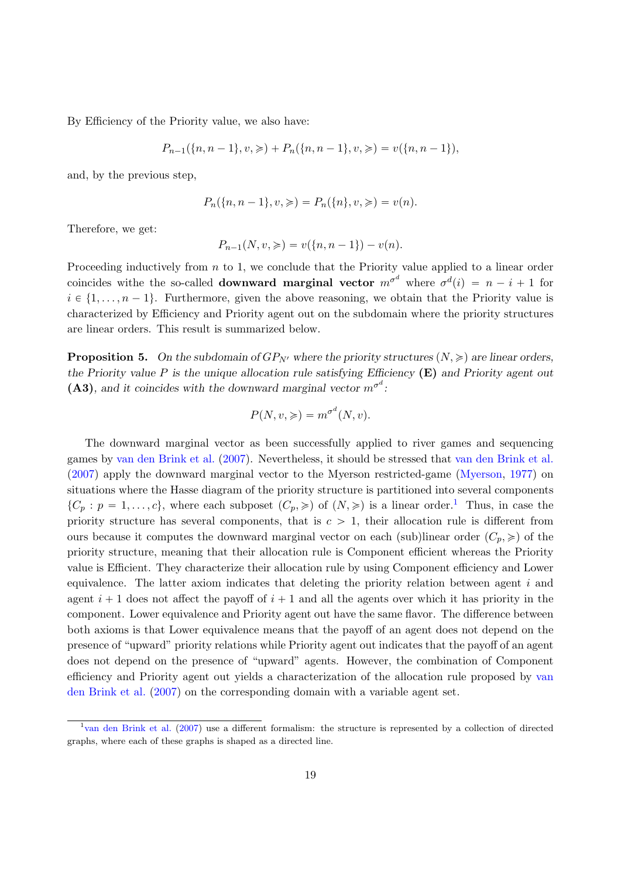By Efficiency of the Priority value, we also have:

$$P_{n-1}(\{n, n-1\}, v, \succcurlyeq) + P_n(\{n, n-1\}, v, \succcurlyeq) = v(\{n, n-1\}),$$

and, by the previous step,

$$P_n(\{n, n-1\}, v, \succcurlyeq) = P_n(\{n\}, v, \succcurlyeq) = v(n).$$

Therefore, we get:

$$P_{n-1}(N, v, \succcurlyeq) = v(\{n, n-1\}) - v(n).$$

Proceeding inductively from $n$ to 1, we conclude that the Priority value applied to a linear order coincides withe the so-called **downward marginal vector** $m^{\sigma^d}$ where $\sigma^d(i) = n - i + 1$ for $i \in \{1, \ldots, n-1\}$. Furthermore, given the above reasoning, we obtain that the Priority value is characterized by Efficiency and Priority agent out on the subdomain where the priority structures are linear orders. This result is summarized below.

**Proposition 5.** *On the subdomain of $GP_{N'}$ where the priority structures $(N, \succcurlyeq)$ are linear orders, the Priority value $P$ is the unique allocation rule satisfying Efficiency* **(E)** *and Priority agent out* **(A3)***, and it coincides with the downward marginal vector $m^{\sigma^d}$:*

$$P(N, v, \succcurlyeq) = m^{\sigma^d}(N, v).$$

The downward marginal vector as been successfully applied to river games and sequencing games by van den Brink et al. (2007). Nevertheless, it should be stressed that van den Brink et al. (2007) apply the downward marginal vector to the Myerson restricted-game (Myerson, 1977) on situations where the Hasse diagram of the priority structure is partitioned into several components $\{C_p : p = 1, \ldots, c\}$, where each subposet $(C_p, \succcurlyeq)$ of $(N, \succcurlyeq)$ is a linear order.[1] Thus, in case the priority structure has several components, that is $c > 1$, their allocation rule is different from ours because it computes the downward marginal vector on each (sub)linear order $(C_p, \succcurlyeq)$ of the priority structure, meaning that their allocation rule is Component efficient whereas the Priority value is Efficient. They characterize their allocation rule by using Component efficiency and Lower equivalence. The latter axiom indicates that deleting the priority relation between agent $i$ and agent $i + 1$ does not affect the payoff of $i + 1$ and all the agents over which it has priority in the component. Lower equivalence and Priority agent out have the same flavor. The difference between both axioms is that Lower equivalence means that the payoff of an agent does not depend on the presence of "upward" priority relations while Priority agent out indicates that the payoff of an agent does not depend on the presence of "upward" agents. However, the combination of Component efficiency and Priority agent out yields a characterization of the allocation rule proposed by van den Brink et al. (2007) on the corresponding domain with a variable agent set.

[1] van den Brink et al. (2007) use a different formalism: the structure is represented by a collection of directed graphs, where each of these graphs is shaped as a directed line.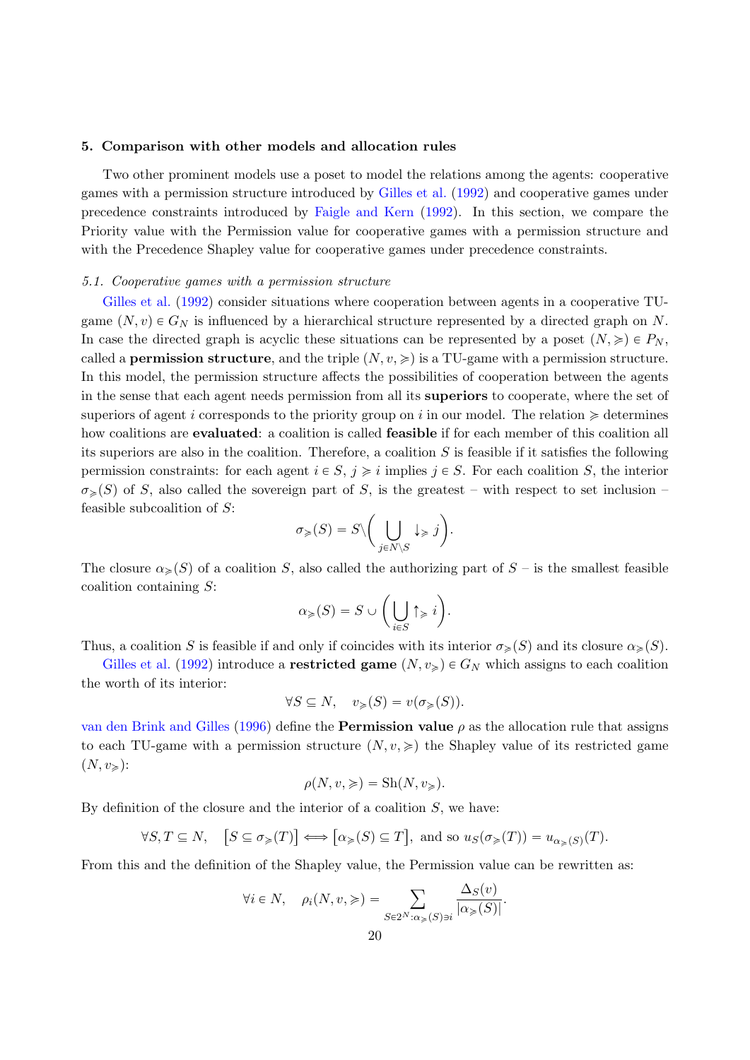## 5. Comparison with other models and allocation rules

Two other prominent models use a poset to model the relations among the agents: cooperative games with a permission structure introduced by Gilles et al. (1992) and cooperative games under precedence constraints introduced by Faigle and Kern (1992). In this section, we compare the Priority value with the Permission value for cooperative games with a permission structure and with the Precedence Shapley value for cooperative games under precedence constraints.

### *5.1. Cooperative games with a permission structure*

Gilles et al. (1992) consider situations where cooperation between agents in a cooperative TU-game $(N, v) \in G_N$ is influenced by a hierarchical structure represented by a directed graph on $N$. In case the directed graph is acyclic these situations can be represented by a poset $(N, \succcurlyeq) \in P_N$, called a **permission structure**, and the triple $(N, v, \succcurlyeq)$ is a TU-game with a permission structure. In this model, the permission structure affects the possibilities of cooperation between the agents in the sense that each agent needs permission from all its **superiors** to cooperate, where the set of superiors of agent $i$ corresponds to the priority group on $i$ in our model. The relation $\succcurlyeq$ determines how coalitions are **evaluated**: a coalition is called **feasible** if for each member of this coalition all its superiors are also in the coalition. Therefore, a coalition $S$ is feasible if it satisfies the following permission constraints: for each agent $i \in S$, $j \succcurlyeq i$ implies $j \in S$. For each coalition $S$, the interior $\sigma_{\succcurlyeq}(S)$ of $S$, also called the sovereign part of $S$, is the greatest – with respect to set inclusion – feasible subcoalition of $S$:

$$\sigma_{\succcurlyeq}(S) = S \backslash \Bigg( \bigcup_{j \in N \backslash S} \downarrow_{\succcurlyeq} j \Bigg).$$

The closure $\alpha_{\succcurlyeq}(S)$ of a coalition $S$, also called the authorizing part of $S$ – is the smallest feasible coalition containing $S$:

$$\alpha_{\succcurlyeq}(S) = S \cup \Bigg( \bigcup_{i \in S} \uparrow_{\succcurlyeq} i \Bigg).$$

Thus, a coalition $S$ is feasible if and only if coincides with its interior $\sigma_{\succcurlyeq}(S)$ and its closure $\alpha_{\succcurlyeq}(S)$.

Gilles et al. (1992) introduce a **restricted game** $(N, v_{\succcurlyeq}) \in G_N$ which assigns to each coalition the worth of its interior:

$$\forall S \subseteq N, \quad v_{\succcurlyeq}(S) = v(\sigma_{\succcurlyeq}(S)).$$

van den Brink and Gilles (1996) define the **Permission value** $\rho$ as the allocation rule that assigns to each TU-game with a permission structure $(N, v, \succcurlyeq)$ the Shapley value of its restricted game $(N, v_{\succcurlyeq})$:

$$\rho(N, v, \succcurlyeq) = \text{Sh}(N, v_{\succcurlyeq}).$$

By definition of the closure and the interior of a coalition $S$, we have:

$$\forall S, T \subseteq N, \quad \big[S \subseteq \sigma_{\succcurlyeq}(T)\big] \Longleftrightarrow \big[\alpha_{\succcurlyeq}(S) \subseteq T\big], \text{ and so } u_S(\sigma_{\succcurlyeq}(T)) = u_{\alpha_{\succcurlyeq}(S)}(T).$$

From this and the definition of the Shapley value, the Permission value can be rewritten as:

$$\forall i \in N, \quad \rho_i(N, v, \succcurlyeq) = \sum_{S \in 2^N : \alpha_{\succcurlyeq}(S) \ni i} \frac{\Delta_S(v)}{|\alpha_{\succcurlyeq}(S)|}.$$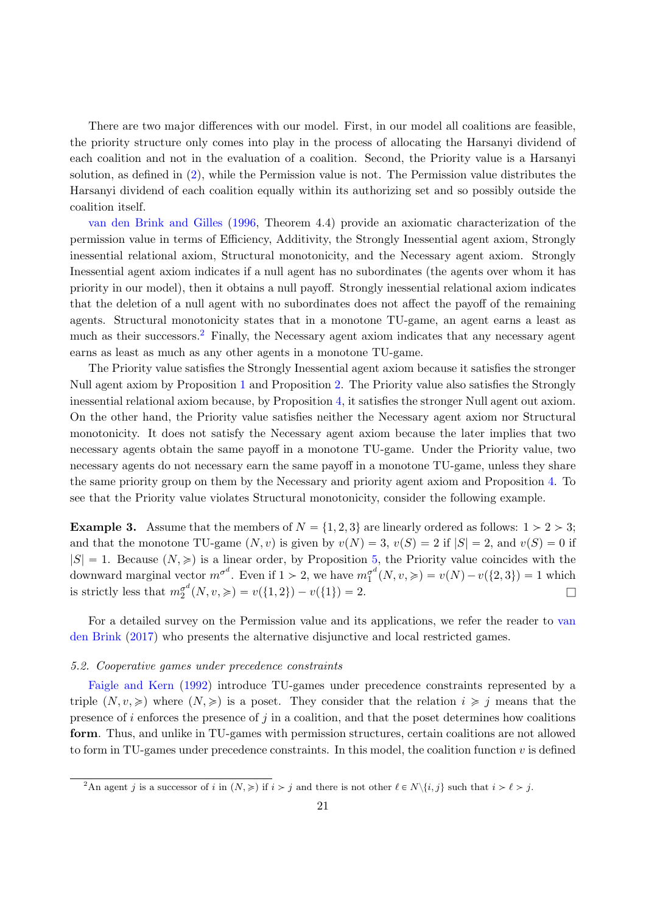There are two major differences with our model. First, in our model all coalitions are feasible, the priority structure only comes into play in the process of allocating the Harsanyi dividend of each coalition and not in the evaluation of a coalition. Second, the Priority value is a Harsanyi solution, as defined in (2), while the Permission value is not. The Permission value distributes the Harsanyi dividend of each coalition equally within its authorizing set and so possibly outside the coalition itself.

van den Brink and Gilles (1996, Theorem 4.4) provide an axiomatic characterization of the permission value in terms of Efficiency, Additivity, the Strongly Inessential agent axiom, Strongly inessential relational axiom, Structural monotonicity, and the Necessary agent axiom. Strongly Inessential agent axiom indicates if a null agent has no subordinates (the agents over whom it has priority in our model), then it obtains a null payoff. Strongly inessential relational axiom indicates that the deletion of a null agent with no subordinates does not affect the payoff of the remaining agents. Structural monotonicity states that in a monotone TU-game, an agent earns a least as much as their successors.[2] Finally, the Necessary agent axiom indicates that any necessary agent earns as least as much as any other agents in a monotone TU-game.

The Priority value satisfies the Strongly Inessential agent axiom because it satisfies the stronger Null agent axiom by Proposition 1 and Proposition 2. The Priority value also satisfies the Strongly inessential relational axiom because, by Proposition 4, it satisfies the stronger Null agent out axiom. On the other hand, the Priority value satisfies neither the Necessary agent axiom nor Structural monotonicity. It does not satisfy the Necessary agent axiom because the later implies that two necessary agents obtain the same payoff in a monotone TU-game. Under the Priority value, two necessary agents do not necessary earn the same payoff in a monotone TU-game, unless they share the same priority group on them by the Necessary and priority agent axiom and Proposition 4. To see that the Priority value violates Structural monotonicity, consider the following example.

**Example 3.** Assume that the members of $N = \{1, 2, 3\}$ are linearly ordered as follows: $1 \succ 2 \succ 3$; and that the monotone TU-game $(N, v)$ is given by $v(N) = 3$, $v(S) = 2$ if $|S| = 2$, and $v(S) = 0$ if $|S| = 1$. Because $(N, \succcurlyeq)$ is a linear order, by Proposition 5, the Priority value coincides with the downward marginal vector $m^{\sigma^d}$. Even if $1 \succ 2$, we have $m_1^{\sigma^d}(N, v, \succcurlyeq) = v(N) - v(\{2, 3\}) = 1$ which is strictly less that $m_2^{\sigma^d}(N, v, \succcurlyeq) = v(\{1, 2\}) - v(\{1\}) = 2$. □

For a detailed survey on the Permission value and its applications, we refer the reader to van den Brink (2017) who presents the alternative disjunctive and local restricted games.

*5.2. Cooperative games under precedence constraints*

Faigle and Kern (1992) introduce TU-games under precedence constraints represented by a triple $(N, v, \succcurlyeq)$ where $(N, \succcurlyeq)$ is a poset. They consider that the relation $i \succcurlyeq j$ means that the presence of $i$ enforces the presence of $j$ in a coalition, and that the poset determines how coalitions **form**. Thus, and unlike in TU-games with permission structures, certain coalitions are not allowed to form in TU-games under precedence constraints. In this model, the coalition function $v$ is defined

[2] An agent $j$ is a successor of $i$ in $(N, \succcurlyeq)$ if $i \succ j$ and there is not other $\ell \in N \backslash \{i, j\}$ such that $i \succ \ell \succ j$.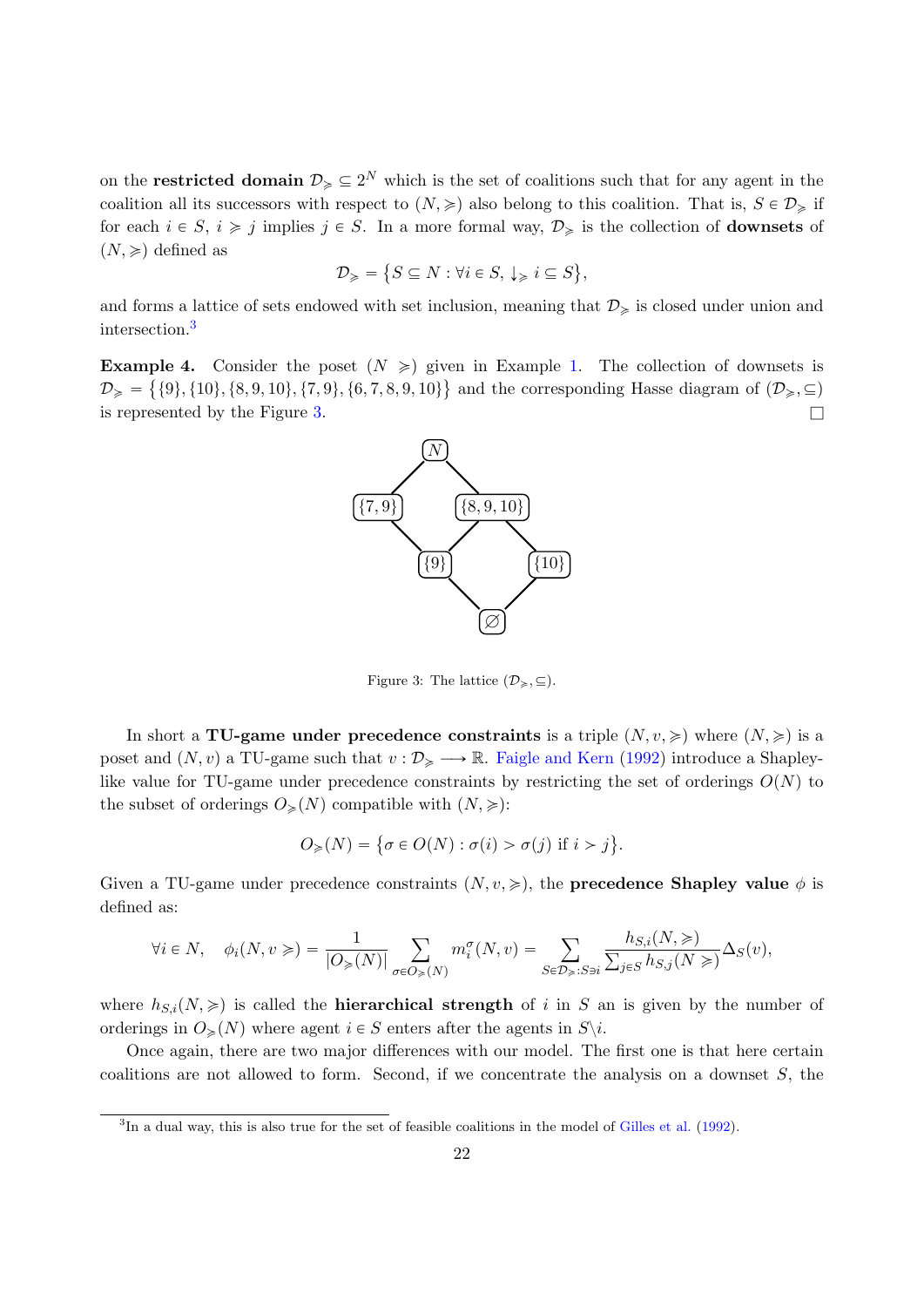on the **restricted domain** $\mathcal{D}_{\succcurlyeq} \subseteq 2^N$ which is the set of coalitions such that for any agent in the coalition all its successors with respect to $(N, \succcurlyeq)$ also belong to this coalition. That is, $S \in \mathcal{D}_{\succcurlyeq}$ if for each $i \in S$, $i \succcurlyeq j$ implies $j \in S$. In a more formal way, $\mathcal{D}_{\succcurlyeq}$ is the collection of **downsets** of $(N, \succcurlyeq)$ defined as

$$\mathcal{D}_{\succcurlyeq} = \{S \subseteq N : \forall i \in S, \downarrow_{\succcurlyeq} i \subseteq S\},$$

and forms a lattice of sets endowed with set inclusion, meaning that $\mathcal{D}_{\succcurlyeq}$ is closed under union and intersection.[3]

**Example 4.** Consider the poset $(N \succcurlyeq)$ given in Example 1. The collection of downsets is $\mathcal{D}_{\succcurlyeq} = \{\{9\}, \{10\}, \{8, 9, 10\}, \{7, 9\}, \{6, 7, 8, 9, 10\}\}$ and the corresponding Hasse diagram of $(\mathcal{D}_{\succcurlyeq}, \subseteq)$ is represented by the Figure 3. □

Figure 3: The lattice $(\mathcal{D}_{\succcurlyeq}, \subseteq)$.

In short a **TU-game under precedence constraints** is a triple $(N, v, \succcurlyeq)$ where $(N, \succcurlyeq)$ is a poset and $(N, v)$ a TU-game such that $v : \mathcal{D}_{\succcurlyeq} \longrightarrow \mathbb{R}$. Faigle and Kern (1992) introduce a Shapley-like value for TU-game under precedence constraints by restricting the set of orderings $O(N)$ to the subset of orderings $O_{\succcurlyeq}(N)$ compatible with $(N, \succcurlyeq)$:

$$O_{\succcurlyeq}(N) = \{\sigma \in O(N) : \sigma(i) > \sigma(j) \text{ if } i \succ j\}.$$

Given a TU-game under precedence constraints $(N, v, \succcurlyeq)$, the **precedence Shapley value** $\phi$ is defined as:

$$\forall i \in N, \quad \phi_i(N, v \succcurlyeq) = \frac{1}{|O_{\succcurlyeq}(N)|} \sum_{\sigma \in O_{\succcurlyeq}(N)} m_i^{\sigma}(N, v) = \sum_{S \in \mathcal{D}_{\succcurlyeq} : S \ni i} \frac{h_{S,i}(N, \succcurlyeq)}{\sum_{j \in S} h_{S,j}(N \succcurlyeq)} \Delta_S(v),$$

where $h_{S,i}(N, \succcurlyeq)$ is called the **hierarchical strength** of $i$ in $S$ an is given by the number of orderings in $O_{\succcurlyeq}(N)$ where agent $i \in S$ enters after the agents in $S \backslash i$.

Once again, there are two major differences with our model. The first one is that here certain coalitions are not allowed to form. Second, if we concentrate the analysis on a downset $S$, the

[3] In a dual way, this is also true for the set of feasible coalitions in the model of Gilles et al. (1992).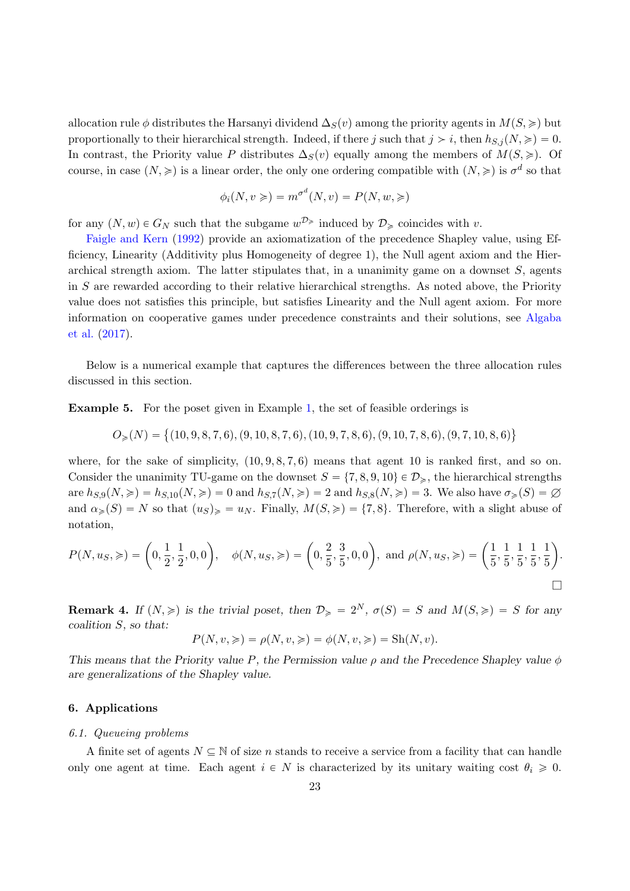allocation rule $\phi$ distributes the Harsanyi dividend $\Delta_S(v)$ among the priority agents in $M(S, \succcurlyeq)$ but proportionally to their hierarchical strength. Indeed, if there $j$ such that $j \succ i$, then $h_{S,j}(N, \succcurlyeq) = 0$. In contrast, the Priority value $P$ distributes $\Delta_S(v)$ equally among the members of $M(S, \succcurlyeq)$. Of course, in case $(N, \succcurlyeq)$ is a linear order, the only one ordering compatible with $(N, \succcurlyeq)$ is $\sigma^d$ so that

$$\phi_i(N, v \succcurlyeq) = m^{\sigma^d}(N, v) = P(N, w, \succcurlyeq)$$

for any $(N, w) \in G_N$ such that the subgame $w^{\mathcal{D}_\succcurlyeq}$ induced by $\mathcal{D}_\succcurlyeq$ coincides with $v$.

Faigle and Kern (1992) provide an axiomatization of the precedence Shapley value, using Efficiency, Linearity (Additivity plus Homogeneity of degree 1), the Null agent axiom and the Hierarchical strength axiom. The latter stipulates that, in a unanimity game on a downset $S$, agents in $S$ are rewarded according to their relative hierarchical strengths. As noted above, the Priority value does not satisfies this principle, but satisfies Linearity and the Null agent axiom. For more information on cooperative games under precedence constraints and their solutions, see Algaba et al. (2017).

Below is a numerical example that captures the differences between the three allocation rules discussed in this section.

**Example 5.** For the poset given in Example 1, the set of feasible orderings is

$$O_\succcurlyeq(N) = \{(10, 9, 8, 7, 6), (9, 10, 8, 7, 6), (10, 9, 7, 8, 6), (9, 10, 7, 8, 6), (9, 7, 10, 8, 6)\}$$

where, for the sake of simplicity, $(10, 9, 8, 7, 6)$ means that agent 10 is ranked first, and so on. Consider the unanimity TU-game on the downset $S = \{7, 8, 9, 10\} \in \mathcal{D}_\succcurlyeq$, the hierarchical strengths are $h_{S,9}(N, \succcurlyeq) = h_{S,10}(N, \succcurlyeq) = 0$ and $h_{S,7}(N, \succcurlyeq) = 2$ and $h_{S,8}(N, \succcurlyeq) = 3$. We also have $\sigma_\succcurlyeq(S) = \varnothing$ and $\alpha_\succcurlyeq(S) = N$ so that $(u_S)_\succcurlyeq = u_N$. Finally, $M(S, \succcurlyeq) = \{7, 8\}$. Therefore, with a slight abuse of notation,

$$P(N, u_S, \succcurlyeq) = \left(0, \frac{1}{2}, \frac{1}{2}, 0, 0\right), \quad \phi(N, u_S, \succcurlyeq) = \left(0, \frac{2}{5}, \frac{3}{5}, 0, 0\right), \text{ and } \rho(N, u_S, \succcurlyeq) = \left(\frac{1}{5}, \frac{1}{5}, \frac{1}{5}, \frac{1}{5}, \frac{1}{5}\right).$$

□

**Remark 4.** *If $(N, \succcurlyeq)$ is the trivial poset, then $\mathcal{D}_\succcurlyeq = 2^N$, $\sigma(S) = S$ and $M(S, \succcurlyeq) = S$ for any coalition $S$, so that:*

$$P(N, v, \succcurlyeq) = \rho(N, v, \succcurlyeq) = \phi(N, v, \succcurlyeq) = \mathrm{Sh}(N, v).$$

*This means that the Priority value $P$, the Permission value $\rho$ and the Precedence Shapley value $\phi$ are generalizations of the Shapley value.*

## 6. Applications

### 6.1. Queueing problems

A finite set of agents $N \subseteq \mathbb{N}$ of size $n$ stands to receive a service from a facility that can handle only one agent at time. Each agent $i \in N$ is characterized by its unitary waiting cost $\theta_i \geqslant 0$.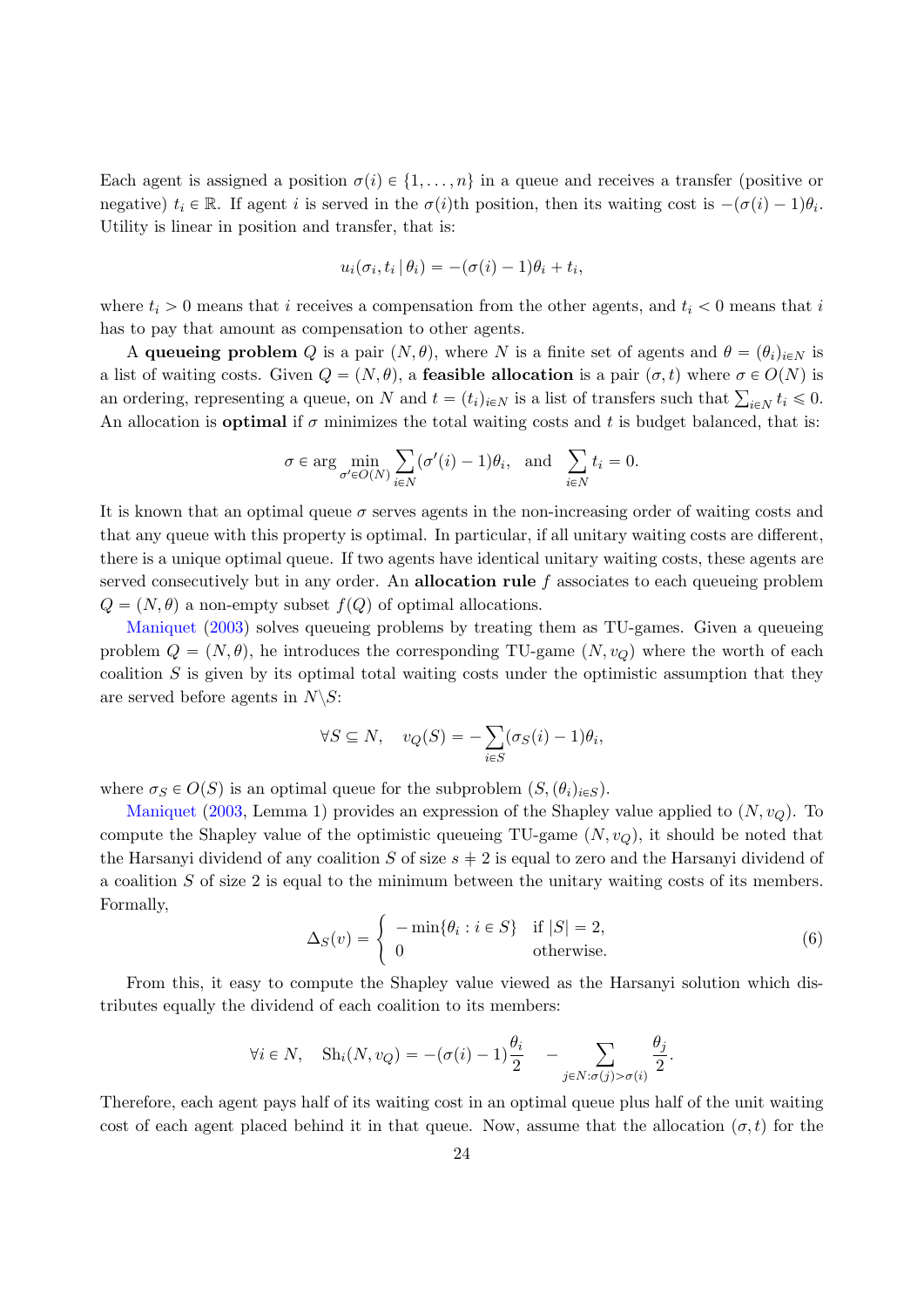Each agent is assigned a position $\sigma(i) \in \{1, \ldots, n\}$ in a queue and receives a transfer (positive or negative) $t_i \in \mathbb{R}$. If agent $i$ is served in the $\sigma(i)$th position, then its waiting cost is $-(\sigma(i) - 1)\theta_i$. Utility is linear in position and transfer, that is:

$$u_i(\sigma_i, t_i \,|\, \theta_i) = -(\sigma(i) - 1)\theta_i + t_i,$$

where $t_i > 0$ means that $i$ receives a compensation from the other agents, and $t_i < 0$ means that $i$ has to pay that amount as compensation to other agents.

A **queueing problem** $Q$ is a pair $(N, \theta)$, where $N$ is a finite set of agents and $\theta = (\theta_i)_{i \in N}$ is a list of waiting costs. Given $Q = (N, \theta)$, a **feasible allocation** is a pair $(\sigma, t)$ where $\sigma \in O(N)$ is an ordering, representing a queue, on $N$ and $t = (t_i)_{i \in N}$ is a list of transfers such that $\sum_{i \in N} t_i \leqslant 0$. An allocation is **optimal** if $\sigma$ minimizes the total waiting costs and $t$ is budget balanced, that is:

$$\sigma \in \arg \min_{\sigma' \in O(N)} \sum_{i \in N} (\sigma'(i) - 1)\theta_i, \quad \text{and} \quad \sum_{i \in N} t_i = 0.$$

It is known that an optimal queue $\sigma$ serves agents in the non-increasing order of waiting costs and that any queue with this property is optimal. In particular, if all unitary waiting costs are different, there is a unique optimal queue. If two agents have identical unitary waiting costs, these agents are served consecutively but in any order. An **allocation rule** $f$ associates to each queueing problem $Q = (N, \theta)$ a non-empty subset $f(Q)$ of optimal allocations.

Maniquet (2003) solves queueing problems by treating them as TU-games. Given a queueing problem $Q = (N, \theta)$, he introduces the corresponding TU-game $(N, v_Q)$ where the worth of each coalition $S$ is given by its optimal total waiting costs under the optimistic assumption that they are served before agents in $N \backslash S$:

$$\forall S \subseteq N, \quad v_Q(S) = -\sum_{i \in S} (\sigma_S(i) - 1)\theta_i,$$

where $\sigma_S \in O(S)$ is an optimal queue for the subproblem $(S, (\theta_i)_{i \in S})$.

Maniquet (2003, Lemma 1) provides an expression of the Shapley value applied to $(N, v_Q)$. To compute the Shapley value of the optimistic queueing TU-game $(N, v_Q)$, it should be noted that the Harsanyi dividend of any coalition $S$ of size $s \neq 2$ is equal to zero and the Harsanyi dividend of a coalition $S$ of size 2 is equal to the minimum between the unitary waiting costs of its members. Formally,

$$\Delta_S(v) = \begin{cases} -\min\{\theta_i : i \in S\} & \text{if } |S| = 2, \\ 0 & \text{otherwise.} \end{cases} \tag{6}$$

From this, it easy to compute the Shapley value viewed as the Harsanyi solution which distributes equally the dividend of each coalition to its members:

$$\forall i \in N, \quad \text{Sh}_i(N, v_Q) = -(\sigma(i) - 1)\frac{\theta_i}{2} \quad - \sum_{j \in N : \sigma(j) > \sigma(i)} \frac{\theta_j}{2}.$$

Therefore, each agent pays half of its waiting cost in an optimal queue plus half of the unit waiting cost of each agent placed behind it in that queue. Now, assume that the allocation $(\sigma, t)$ for the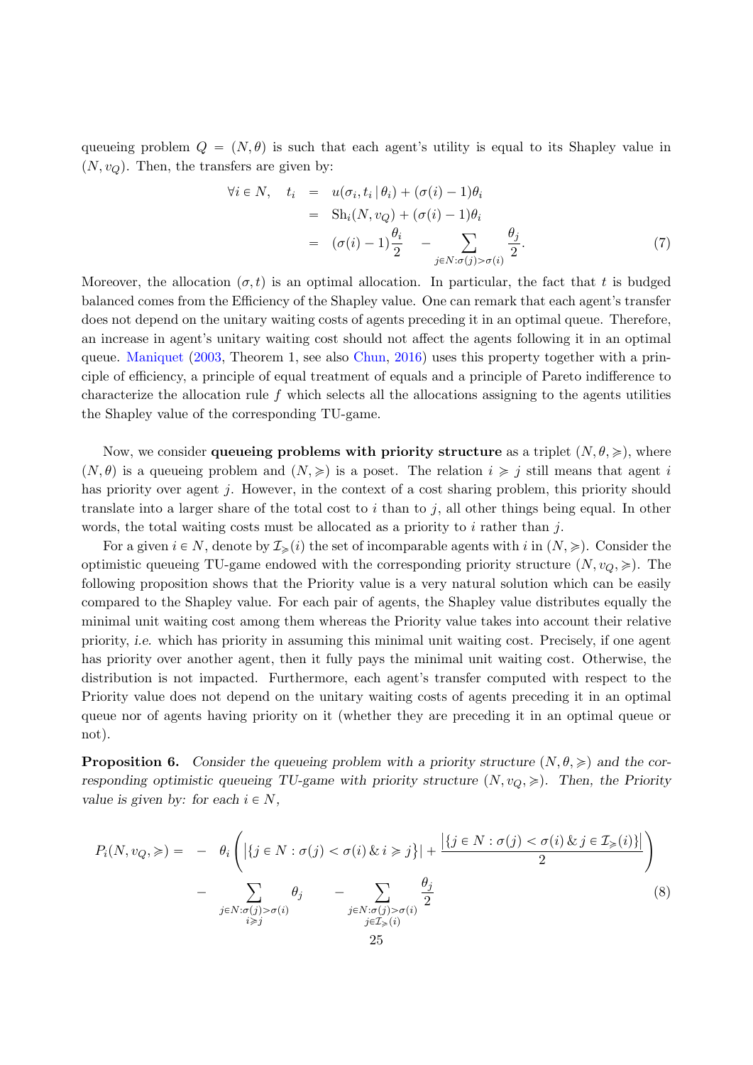queueing problem $Q = (N, \theta)$ is such that each agent's utility is equal to its Shapley value in $(N, v_Q)$. Then, the transfers are given by:

$$
\begin{aligned}
\forall i \in N, \quad t_i &= u(\sigma_i, t_i \,|\, \theta_i) + (\sigma(i) - 1)\theta_i \\
&= \mathrm{Sh}_i(N, v_Q) + (\sigma(i) - 1)\theta_i \\
&= (\sigma(i) - 1)\frac{\theta_i}{2} \quad - \sum_{j \in N : \sigma(j) > \sigma(i)} \frac{\theta_j}{2}.
\end{aligned} \tag{7}
$$

Moreover, the allocation $(\sigma, t)$ is an optimal allocation. In particular, the fact that $t$ is budged balanced comes from the Efficiency of the Shapley value. One can remark that each agent's transfer does not depend on the unitary waiting costs of agents preceding it in an optimal queue. Therefore, an increase in agent's unitary waiting cost should not affect the agents following it in an optimal queue. Maniquet (2003, Theorem 1, see also Chun, 2016) uses this property together with a principle of efficiency, a principle of equal treatment of equals and a principle of Pareto indifference to characterize the allocation rule $f$ which selects all the allocations assigning to the agents utilities the Shapley value of the corresponding TU-game.

Now, we consider **queueing problems with priority structure** as a triplet $(N, \theta, \succcurlyeq)$, where $(N, \theta)$ is a queueing problem and $(N, \succcurlyeq)$ is a poset. The relation $i \succcurlyeq j$ still means that agent $i$ has priority over agent $j$. However, in the context of a cost sharing problem, this priority should translate into a larger share of the total cost to $i$ than to $j$, all other things being equal. In other words, the total waiting costs must be allocated as a priority to $i$ rather than $j$.

For a given $i \in N$, denote by $\mathcal{I}_{\succcurlyeq}(i)$ the set of incomparable agents with $i$ in $(N, \succcurlyeq)$. Consider the optimistic queueing TU-game endowed with the corresponding priority structure $(N, v_Q, \succcurlyeq)$. The following proposition shows that the Priority value is a very natural solution which can be easily compared to the Shapley value. For each pair of agents, the Shapley value distributes equally the minimal unit waiting cost among them whereas the Priority value takes into account their relative priority, *i.e.* which has priority in assuming this minimal unit waiting cost. Precisely, if one agent has priority over another agent, then it fully pays the minimal unit waiting cost. Otherwise, the distribution is not impacted. Furthermore, each agent's transfer computed with respect to the Priority value does not depend on the unitary waiting costs of agents preceding it in an optimal queue nor of agents having priority on it (whether they are preceding it in an optimal queue or not).

**Proposition 6.** *Consider the queueing problem with a priority structure $(N, \theta, \succcurlyeq)$ and the corresponding optimistic queueing TU-game with priority structure $(N, v_Q, \succcurlyeq)$. Then, the Priority value is given by: for each $i \in N$,*

$$
\begin{aligned}
P_i(N, v_Q, \succcurlyeq) = \; & - \;\; \theta_i \left( \big|\{j \in N : \sigma(j) < \sigma(i) \,\&\, i \succcurlyeq j\}\big| + \frac{\big|\{j \in N : \sigma(j) < \sigma(i) \,\&\, j \in \mathcal{I}_{\succcurlyeq}(i)\}\big|}{2} \right) \\
& - \sum_{\substack{j \in N : \sigma(j) > \sigma(i) \\ i \succcurlyeq j}} \theta_j \quad - \sum_{\substack{j \in N : \sigma(j) > \sigma(i) \\ j \in \mathcal{I}_{\succcurlyeq}(i)}} \frac{\theta_j}{2}
\end{aligned} \tag{8}
$$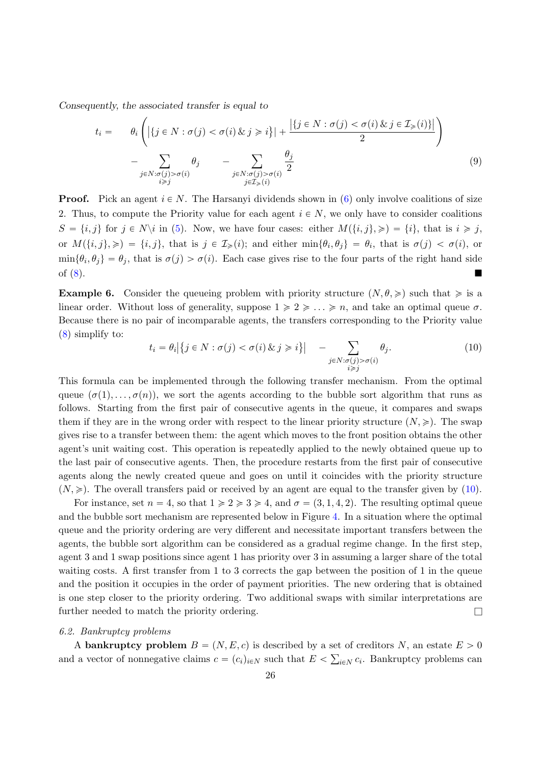*Consequently, the associated transfer is equal to*

$$
\begin{aligned}
t_i = \quad & \theta_i \left( \left|\{j \in N : \sigma(j) < \sigma(i) \,\&\, j \geqslant i\}\right| + \frac{\left|\{j \in N : \sigma(j) < \sigma(i) \,\&\, j \in \mathcal{I}_{\geqslant}(i)\}\right|}{2} \right) \\
& - \sum_{\substack{j \in N : \sigma(j) > \sigma(i) \\ i \geqslant j}} \theta_j \qquad - \sum_{\substack{j \in N : \sigma(j) > \sigma(i) \\ j \in \mathcal{I}_{\geqslant}(i)}} \frac{\theta_j}{2}
\end{aligned} \tag{9}
$$

**Proof.** Pick an agent $i \in N$. The Harsanyi dividends shown in (6) only involve coalitions of size 2. Thus, to compute the Priority value for each agent $i \in N$, we only have to consider coalitions $S = \{i, j\}$ for $j \in N \backslash i$ in (5). Now, we have four cases: either $M(\{i, j\}, \geqslant) = \{i\}$, that is $i \geqslant j$, or $M(\{i, j\}, \geqslant) = \{i, j\}$, that is $j \in \mathcal{I}_{\geqslant}(i)$; and either $\min\{\theta_i, \theta_j\} = \theta_i$, that is $\sigma(j) < \sigma(i)$, or $\min\{\theta_i, \theta_j\} = \theta_j$, that is $\sigma(j) > \sigma(i)$. Each case gives rise to the four parts of the right hand side of (8). ∎

**Example 6.** Consider the queueing problem with priority structure $(N, \theta, \geqslant)$ such that $\geqslant$ is a linear order. Without loss of generality, suppose $1 \geqslant 2 \geqslant \ldots \geqslant n$, and take an optimal queue $\sigma$. Because there is no pair of incomparable agents, the transfers corresponding to the Priority value (8) simplify to:

$$
t_i = \theta_i \left|\{j \in N : \sigma(j) < \sigma(i) \,\&\, j \geqslant i\}\right| \quad - \sum_{\substack{j \in N : \sigma(j) > \sigma(i) \\ i \geqslant j}} \theta_j. \tag{10}
$$

This formula can be implemented through the following transfer mechanism. From the optimal queue $(\sigma(1), \ldots, \sigma(n))$, we sort the agents according to the bubble sort algorithm that runs as follows. Starting from the first pair of consecutive agents in the queue, it compares and swaps them if they are in the wrong order with respect to the linear priority structure $(N, \geqslant)$. The swap gives rise to a transfer between them: the agent which moves to the front position obtains the other agent's unit waiting cost. This operation is repeatedly applied to the newly obtained queue up to the last pair of consecutive agents. Then, the procedure restarts from the first pair of consecutive agents along the newly created queue and goes on until it coincides with the priority structure $(N, \geqslant)$. The overall transfers paid or received by an agent are equal to the transfer given by (10).

For instance, set $n = 4$, so that $1 \geqslant 2 \geqslant 3 \geqslant 4$, and $\sigma = (3, 1, 4, 2)$. The resulting optimal queue and the bubble sort mechanism are represented below in Figure 4. In a situation where the optimal queue and the priority ordering are very different and necessitate important transfers between the agents, the bubble sort algorithm can be considered as a gradual regime change. In the first step, agent 3 and 1 swap positions since agent 1 has priority over 3 in assuming a larger share of the total waiting costs. A first transfer from 1 to 3 corrects the gap between the position of 1 in the queue and the position it occupies in the order of payment priorities. The new ordering that is obtained is one step closer to the priority ordering. Two additional swaps with similar interpretations are further needed to match the priority ordering. □

### 6.2. Bankruptcy problems

A **bankruptcy problem** $B = (N, E, c)$ is described by a set of creditors $N$, an estate $E > 0$ and a vector of nonnegative claims $c = (c_i)_{i \in N}$ such that $E < \sum_{i \in N} c_i$. Bankruptcy problems can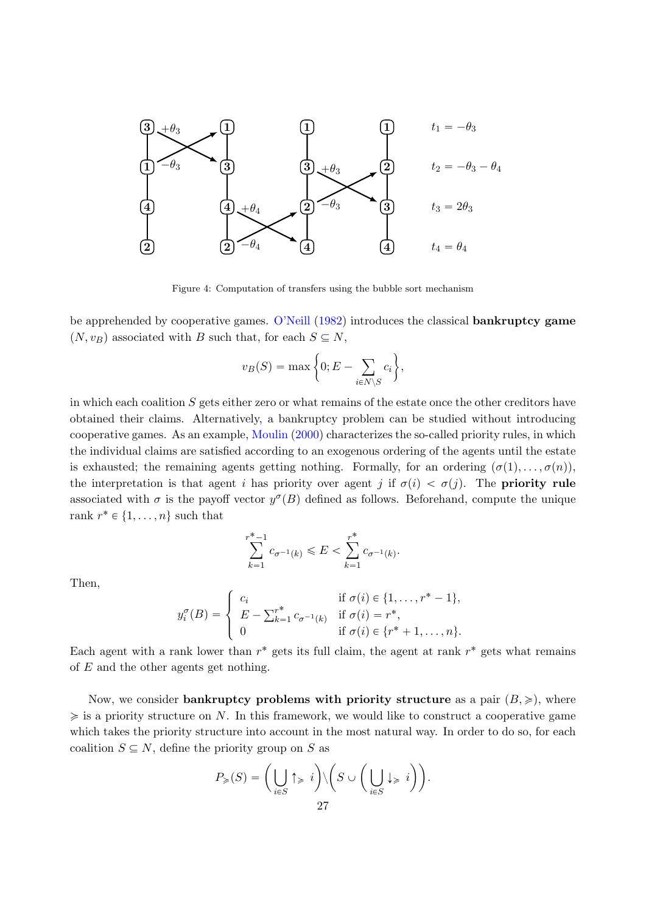Figure 4: Computation of transfers using the bubble sort mechanism

be apprehended by cooperative games. O'Neill (1982) introduces the classical **bankruptcy game** $(N, v_B)$ associated with $B$ such that, for each $S \subseteq N$,

$$v_B(S) = \max\left\{0; E - \sum_{i \in N \setminus S} c_i\right\},$$

in which each coalition $S$ gets either zero or what remains of the estate once the other creditors have obtained their claims. Alternatively, a bankruptcy problem can be studied without introducing cooperative games. As an example, Moulin (2000) characterizes the so-called priority rules, in which the individual claims are satisfied according to an exogenous ordering of the agents until the estate is exhausted; the remaining agents getting nothing. Formally, for an ordering $(\sigma(1), \ldots, \sigma(n))$, the interpretation is that agent $i$ has priority over agent $j$ if $\sigma(i) < \sigma(j)$. The **priority rule** associated with $\sigma$ is the payoff vector $y^\sigma(B)$ defined as follows. Beforehand, compute the unique rank $r^* \in \{1, \ldots, n\}$ such that

$$\sum_{k=1}^{r^*-1} c_{\sigma^{-1}(k)} \leqslant E < \sum_{k=1}^{r^*} c_{\sigma^{-1}(k)}.$$

Then,

$$y_i^\sigma(B) = \begin{cases} c_i & \text{if } \sigma(i) \in \{1, \ldots, r^* - 1\}, \\ E - \sum_{k=1}^{r^*} c_{\sigma^{-1}(k)} & \text{if } \sigma(i) = r^*, \\ 0 & \text{if } \sigma(i) \in \{r^* + 1, \ldots, n\}. \end{cases}$$

Each agent with a rank lower than $r^*$ gets its full claim, the agent at rank $r^*$ gets what remains of $E$ and the other agents get nothing.

Now, we consider **bankruptcy problems with priority structure** as a pair $(B, \succcurlyeq)$, where $\succcurlyeq$ is a priority structure on $N$. In this framework, we would like to construct a cooperative game which takes the priority structure into account in the most natural way. In order to do so, for each coalition $S \subseteq N$, define the priority group on $S$ as

$$P_{\succcurlyeq}(S) = \left(\bigcup_{i \in S} \uparrow_{\succcurlyeq} i\right) \Big\backslash \left(S \cup \left(\bigcup_{i \in S} \downarrow_{\succcurlyeq} i\right)\right).$$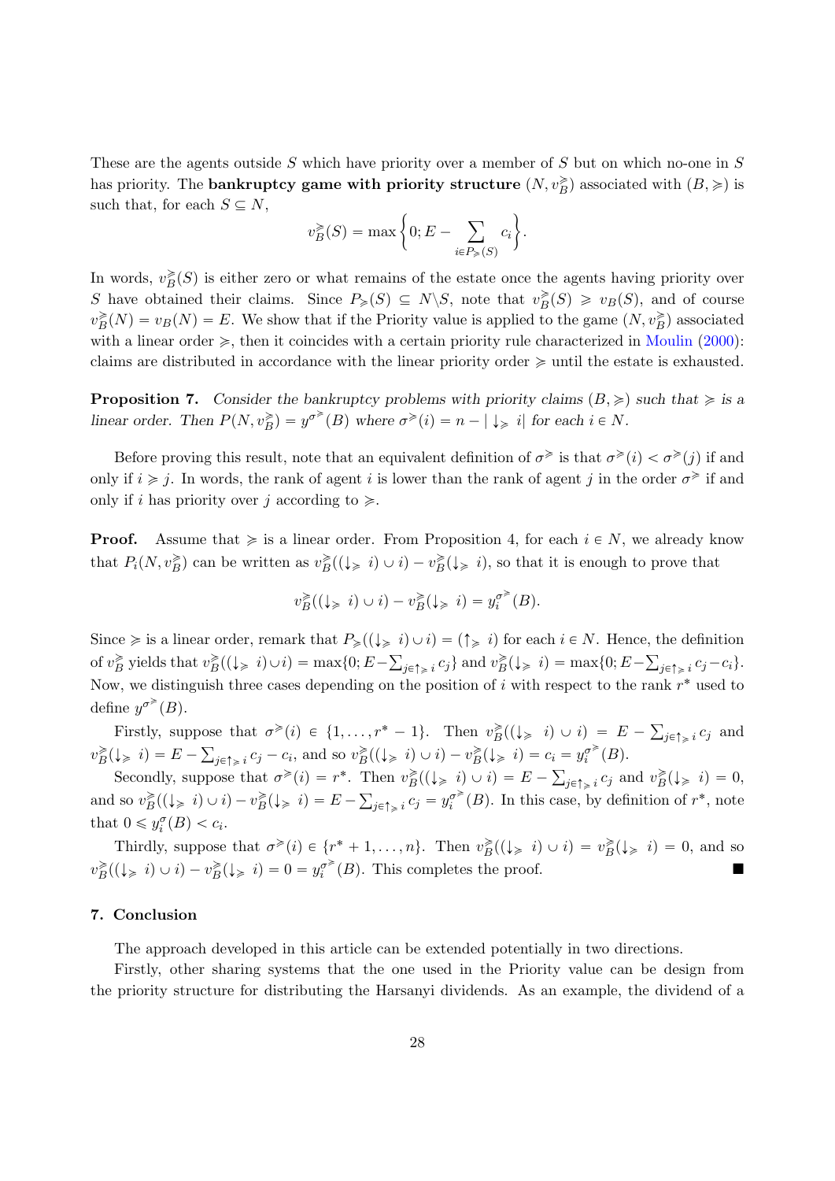These are the agents outside $S$ which have priority over a member of $S$ but on which no-one in $S$ has priority. The **bankruptcy game with priority structure** $(N, v_B^{\geqslant})$ associated with $(B, \geqslant)$ is such that, for each $S \subseteq N$,

$$v_B^{\geqslant}(S) = \max\left\{0; E - \sum_{i \in P_{\geqslant}(S)} c_i\right\}.$$

In words, $v_B^{\geqslant}(S)$ is either zero or what remains of the estate once the agents having priority over $S$ have obtained their claims. Since $P_{\geqslant}(S) \subseteq N \backslash S$, note that $v_B^{\geqslant}(S) \geqslant v_B(S)$, and of course $v_B^{\geqslant}(N) = v_B(N) = E$. We show that if the Priority value is applied to the game $(N, v_B^{\geqslant})$ associated with a linear order $\geqslant$, then it coincides with a certain priority rule characterized in Moulin (2000): claims are distributed in accordance with the linear priority order $\geqslant$ until the estate is exhausted.

**Proposition 7.** *Consider the bankruptcy problems with priority claims $(B, \geqslant)$ such that $\geqslant$ is a linear order. Then $P(N, v_B^{\geqslant}) = y^{\sigma^{\geqslant}}(B)$ where $\sigma^{\geqslant}(i) = n - |\downarrow_{\geqslant} i|$ for each $i \in N$.*

Before proving this result, note that an equivalent definition of $\sigma^{\geqslant}$ is that $\sigma^{\geqslant}(i) < \sigma^{\geqslant}(j)$ if and only if $i \geqslant j$. In words, the rank of agent $i$ is lower than the rank of agent $j$ in the order $\sigma^{\geqslant}$ if and only if $i$ has priority over $j$ according to $\geqslant$.

**Proof.** Assume that $\geqslant$ is a linear order. From Proposition 4, for each $i \in N$, we already know that $P_i(N, v_B^{\geqslant})$ can be written as $v_B^{\geqslant}((\downarrow_{\geqslant} i) \cup i) - v_B^{\geqslant}(\downarrow_{\geqslant} i)$, so that it is enough to prove that

$$v_B^{\geqslant}((\downarrow_{\geqslant} i) \cup i) - v_B^{\geqslant}(\downarrow_{\geqslant} i) = y_i^{\sigma^{\geqslant}}(B).$$

Since $\geqslant$ is a linear order, remark that $P_{\geqslant}((\downarrow_{\geqslant} i) \cup i) = (\uparrow_{\geqslant} i)$ for each $i \in N$. Hence, the definition of $v_B^{\geqslant}$ yields that $v_B^{\geqslant}((\downarrow_{\geqslant} i) \cup i) = \max\{0; E - \sum_{j \in \uparrow_{\geqslant} i} c_j\}$ and $v_B^{\geqslant}(\downarrow_{\geqslant} i) = \max\{0; E - \sum_{j \in \uparrow_{\geqslant} i} c_j - c_i\}$. Now, we distinguish three cases depending on the position of $i$ with respect to the rank $r^*$ used to define $y^{\sigma^{\geqslant}}(B)$.

Firstly, suppose that $\sigma^{\geqslant}(i) \in \{1, \ldots, r^* - 1\}$. Then $v_B^{\geqslant}((\downarrow_{\geqslant} i) \cup i) = E - \sum_{j \in \uparrow_{\geqslant} i} c_j$ and $v_B^{\geqslant}(\downarrow_{\geqslant} i) = E - \sum_{j \in \uparrow_{\geqslant} i} c_j - c_i$, and so $v_B^{\geqslant}((\downarrow_{\geqslant} i) \cup i) - v_B^{\geqslant}(\downarrow_{\geqslant} i) = c_i = y_i^{\sigma^{\geqslant}}(B)$.

Secondly, suppose that $\sigma^{\geqslant}(i) = r^*$. Then $v_B^{\geqslant}((\downarrow_{\geqslant} i) \cup i) = E - \sum_{j \in \uparrow_{\geqslant} i} c_j$ and $v_B^{\geqslant}(\downarrow_{\geqslant} i) = 0$, and so $v_B^{\geqslant}((\downarrow_{\geqslant} i) \cup i) - v_B^{\geqslant}(\downarrow_{\geqslant} i) = E - \sum_{j \in \uparrow_{\geqslant} i} c_j = y_i^{\sigma^{\geqslant}}(B)$. In this case, by definition of $r^*$, note that $0 \leqslant y_i^{\sigma}(B) < c_i$.

Thirdly, suppose that $\sigma^{\geqslant}(i) \in \{r^* + 1, \ldots, n\}$. Then $v_B^{\geqslant}((\downarrow_{\geqslant} i) \cup i) = v_B^{\geqslant}(\downarrow_{\geqslant} i) = 0$, and so $v_B^{\geqslant}((\downarrow_{\geqslant} i) \cup i) - v_B^{\geqslant}(\downarrow_{\geqslant} i) = 0 = y_i^{\sigma^{\geqslant}}(B)$. This completes the proof. ■

## 7. Conclusion

The approach developed in this article can be extended potentially in two directions.

Firstly, other sharing systems that the one used in the Priority value can be design from the priority structure for distributing the Harsanyi dividends. As an example, the dividend of a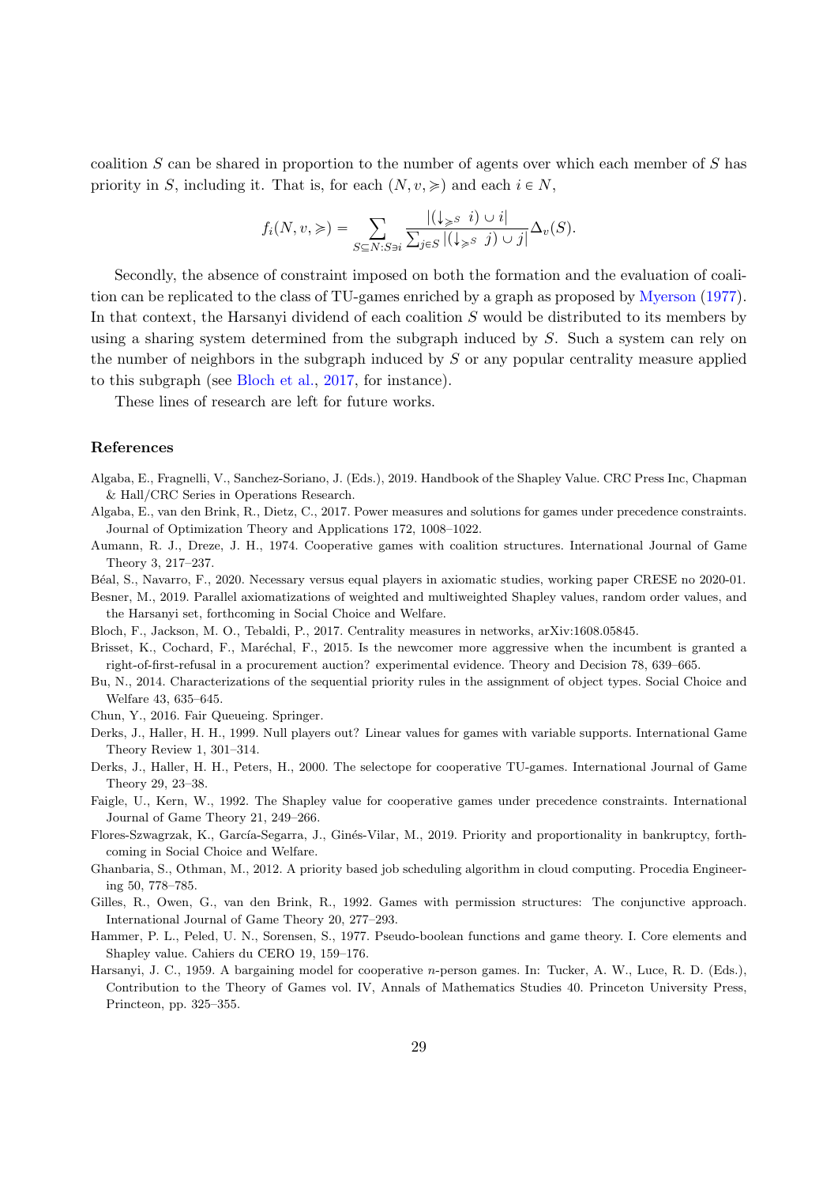coalition $S$ can be shared in proportion to the number of agents over which each member of $S$ has priority in $S$, including it. That is, for each $(N, v, \succcurlyeq)$ and each $i \in N$,

$$f_i(N, v, \succcurlyeq) = \sum_{S \subseteq N : S \ni i} \frac{|(\downarrow_{\succcurlyeq^S} i) \cup i|}{\sum_{j \in S} |(\downarrow_{\succcurlyeq^S} j) \cup j|} \Delta_v(S).$$

Secondly, the absence of constraint imposed on both the formation and the evaluation of coalition can be replicated to the class of TU-games enriched by a graph as proposed by Myerson (1977). In that context, the Harsanyi dividend of each coalition $S$ would be distributed to its members by using a sharing system determined from the subgraph induced by $S$. Such a system can rely on the number of neighbors in the subgraph induced by $S$ or any popular centrality measure applied to this subgraph (see Bloch et al., 2017, for instance).

These lines of research are left for future works.

## References

Algaba, E., Fragnelli, V., Sanchez-Soriano, J. (Eds.), 2019. Handbook of the Shapley Value. CRC Press Inc, Chapman & Hall/CRC Series in Operations Research.

Algaba, E., van den Brink, R., Dietz, C., 2017. Power measures and solutions for games under precedence constraints. Journal of Optimization Theory and Applications 172, 1008–1022.

Aumann, R. J., Dreze, J. H., 1974. Cooperative games with coalition structures. International Journal of Game Theory 3, 217–237.

Béal, S., Navarro, F., 2020. Necessary versus equal players in axiomatic studies, working paper CRESE no 2020-01.

Besner, M., 2019. Parallel axiomatizations of weighted and multiweighted Shapley values, random order values, and the Harsanyi set, forthcoming in Social Choice and Welfare.

Bloch, F., Jackson, M. O., Tebaldi, P., 2017. Centrality measures in networks, arXiv:1608.05845.

Brisset, K., Cochard, F., Maréchal, F., 2015. Is the newcomer more aggressive when the incumbent is granted a right-of-first-refusal in a procurement auction? experimental evidence. Theory and Decision 78, 639–665.

Bu, N., 2014. Characterizations of the sequential priority rules in the assignment of object types. Social Choice and Welfare 43, 635–645.

Chun, Y., 2016. Fair Queueing. Springer.

Derks, J., Haller, H. H., 1999. Null players out? Linear values for games with variable supports. International Game Theory Review 1, 301–314.

Derks, J., Haller, H. H., Peters, H., 2000. The selectope for cooperative TU-games. International Journal of Game Theory 29, 23–38.

Faigle, U., Kern, W., 1992. The Shapley value for cooperative games under precedence constraints. International Journal of Game Theory 21, 249–266.

Flores-Szwagrzak, K., García-Segarra, J., Ginés-Vilar, M., 2019. Priority and proportionality in bankruptcy, forthcoming in Social Choice and Welfare.

Ghanbaria, S., Othman, M., 2012. A priority based job scheduling algorithm in cloud computing. Procedia Engineering 50, 778–785.

Gilles, R., Owen, G., van den Brink, R., 1992. Games with permission structures: The conjunctive approach. International Journal of Game Theory 20, 277–293.

Hammer, P. L., Peled, U. N., Sorensen, S., 1977. Pseudo-boolean functions and game theory. I. Core elements and Shapley value. Cahiers du CERO 19, 159–176.

Harsanyi, J. C., 1959. A bargaining model for cooperative $n$-person games. In: Tucker, A. W., Luce, R. D. (Eds.), Contribution to the Theory of Games vol. IV, Annals of Mathematics Studies 40. Princeton University Press, Princteon, pp. 325–355.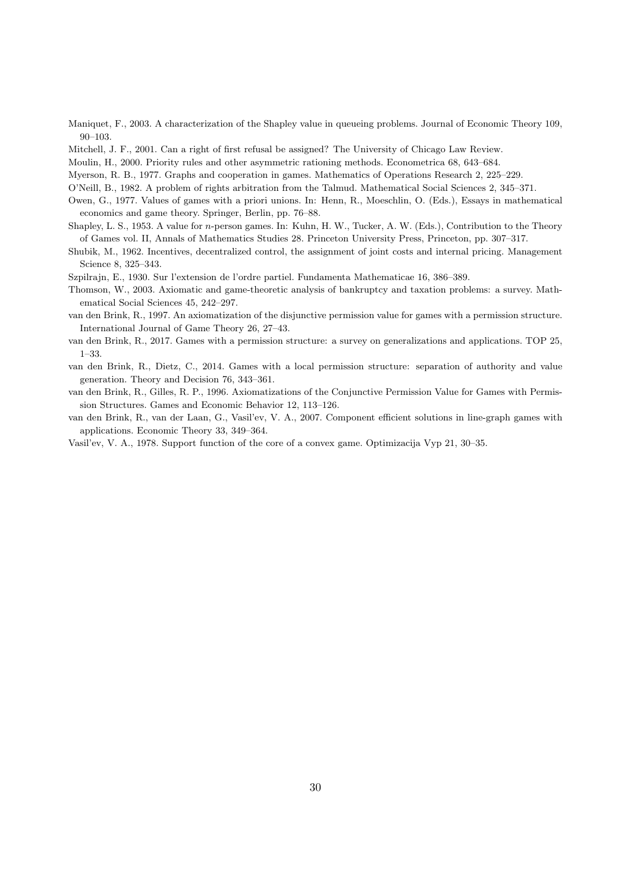Maniquet, F., 2003. A characterization of the Shapley value in queueing problems. Journal of Economic Theory 109, 90–103.

Mitchell, J. F., 2001. Can a right of first refusal be assigned? The University of Chicago Law Review.

Moulin, H., 2000. Priority rules and other asymmetric rationing methods. Econometrica 68, 643–684.

Myerson, R. B., 1977. Graphs and cooperation in games. Mathematics of Operations Research 2, 225–229.

O'Neill, B., 1982. A problem of rights arbitration from the Talmud. Mathematical Social Sciences 2, 345–371.

Owen, G., 1977. Values of games with a priori unions. In: Henn, R., Moeschlin, O. (Eds.), Essays in mathematical economics and game theory. Springer, Berlin, pp. 76–88.

Shapley, L. S., 1953. A value for $n$-person games. In: Kuhn, H. W., Tucker, A. W. (Eds.), Contribution to the Theory of Games vol. II, Annals of Mathematics Studies 28. Princeton University Press, Princeton, pp. 307–317.

Shubik, M., 1962. Incentives, decentralized control, the assignment of joint costs and internal pricing. Management Science 8, 325–343.

Szpilrajn, E., 1930. Sur l'extension de l'ordre partiel. Fundamenta Mathematicae 16, 386–389.

Thomson, W., 2003. Axiomatic and game-theoretic analysis of bankruptcy and taxation problems: a survey. Mathematical Social Sciences 45, 242–297.

van den Brink, R., 1997. An axiomatization of the disjunctive permission value for games with a permission structure. International Journal of Game Theory 26, 27–43.

van den Brink, R., 2017. Games with a permission structure: a survey on generalizations and applications. TOP 25, 1–33.

van den Brink, R., Dietz, C., 2014. Games with a local permission structure: separation of authority and value generation. Theory and Decision 76, 343–361.

van den Brink, R., Gilles, R. P., 1996. Axiomatizations of the Conjunctive Permission Value for Games with Permission Structures. Games and Economic Behavior 12, 113–126.

van den Brink, R., van der Laan, G., Vasil'ev, V. A., 2007. Component efficient solutions in line-graph games with applications. Economic Theory 33, 349–364.

Vasil'ev, V. A., 1978. Support function of the core of a convex game. Optimizacija Vyp 21, 30–35.